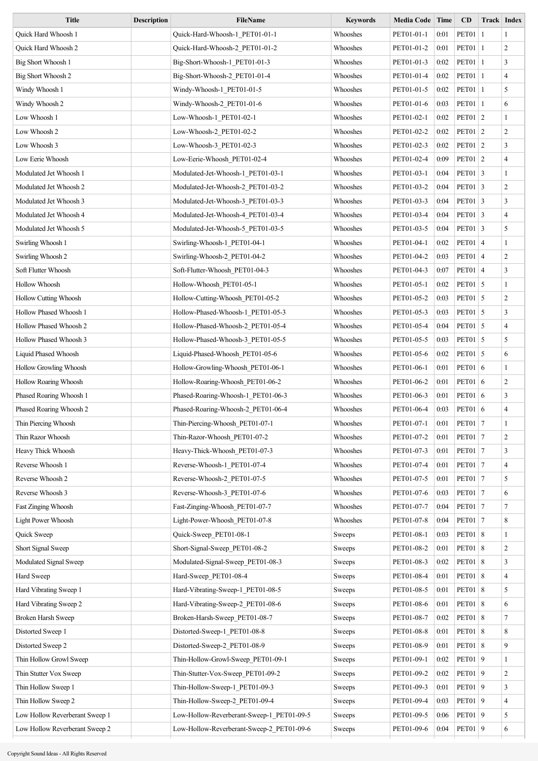| Title | Description | FileName | Keywords | Media Code | Time | CD | Track | Index |
|---|---|---|---|---|---|---|---|---|
| Quick Hard Whoosh 1 | | Quick-Hard-Whoosh-1_PET01-01-1 | Whooshes | PET01-01-1 | 0:01 | PET01 | 1 | 1 |
| Quick Hard Whoosh 2 | | Quick-Hard-Whoosh-2_PET01-01-2 | Whooshes | PET01-01-2 | 0:01 | PET01 | 1 | 2 |
| Big Short Whoosh 1 | | Big-Short-Whoosh-1_PET01-01-3 | Whooshes | PET01-01-3 | 0:02 | PET01 | 1 | 3 |
| Big Short Whoosh 2 | | Big-Short-Whoosh-2_PET01-01-4 | Whooshes | PET01-01-4 | 0:02 | PET01 | 1 | 4 |
| Windy Whoosh 1 | | Windy-Whoosh-1_PET01-01-5 | Whooshes | PET01-01-5 | 0:02 | PET01 | 1 | 5 |
| Windy Whoosh 2 | | Windy-Whoosh-2_PET01-01-6 | Whooshes | PET01-01-6 | 0:03 | PET01 | 1 | 6 |
| Low Whoosh 1 | | Low-Whoosh-1_PET01-02-1 | Whooshes | PET01-02-1 | 0:02 | PET01 | 2 | 1 |
| Low Whoosh 2 | | Low-Whoosh-2_PET01-02-2 | Whooshes | PET01-02-2 | 0:02 | PET01 | 2 | 2 |
| Low Whoosh 3 | | Low-Whoosh-3_PET01-02-3 | Whooshes | PET01-02-3 | 0:02 | PET01 | 2 | 3 |
| Low Eerie Whoosh | | Low-Eerie-Whoosh_PET01-02-4 | Whooshes | PET01-02-4 | 0:09 | PET01 | 2 | 4 |
| Modulated Jet Whoosh 1 | | Modulated-Jet-Whoosh-1_PET01-03-1 | Whooshes | PET01-03-1 | 0:04 | PET01 | 3 | 1 |
| Modulated Jet Whoosh 2 | | Modulated-Jet-Whoosh-2_PET01-03-2 | Whooshes | PET01-03-2 | 0:04 | PET01 | 3 | 2 |
| Modulated Jet Whoosh 3 | | Modulated-Jet-Whoosh-3_PET01-03-3 | Whooshes | PET01-03-3 | 0:04 | PET01 | 3 | 3 |
| Modulated Jet Whoosh 4 | | Modulated-Jet-Whoosh-4_PET01-03-4 | Whooshes | PET01-03-4 | 0:04 | PET01 | 3 | 4 |
| Modulated Jet Whoosh 5 | | Modulated-Jet-Whoosh-5_PET01-03-5 | Whooshes | PET01-03-5 | 0:04 | PET01 | 3 | 5 |
| Swirling Whoosh 1 | | Swirling-Whoosh-1_PET01-04-1 | Whooshes | PET01-04-1 | 0:02 | PET01 | 4 | 1 |
| Swirling Whoosh 2 | | Swirling-Whoosh-2_PET01-04-2 | Whooshes | PET01-04-2 | 0:03 | PET01 | 4 | 2 |
| Soft Flutter Whoosh | | Soft-Flutter-Whoosh_PET01-04-3 | Whooshes | PET01-04-3 | 0:07 | PET01 | 4 | 3 |
| Hollow Whoosh | | Hollow-Whoosh_PET01-05-1 | Whooshes | PET01-05-1 | 0:02 | PET01 | 5 | 1 |
| Hollow Cutting Whoosh | | Hollow-Cutting-Whoosh_PET01-05-2 | Whooshes | PET01-05-2 | 0:03 | PET01 | 5 | 2 |
| Hollow Phased Whoosh 1 | | Hollow-Phased-Whoosh-1_PET01-05-3 | Whooshes | PET01-05-3 | 0:03 | PET01 | 5 | 3 |
| Hollow Phased Whoosh 2 | | Hollow-Phased-Whoosh-2_PET01-05-4 | Whooshes | PET01-05-4 | 0:04 | PET01 | 5 | 4 |
| Hollow Phased Whoosh 3 | | Hollow-Phased-Whoosh-3_PET01-05-5 | Whooshes | PET01-05-5 | 0:03 | PET01 | 5 | 5 |
| Liquid Phased Whoosh | | Liquid-Phased-Whoosh_PET01-05-6 | Whooshes | PET01-05-6 | 0:02 | PET01 | 5 | 6 |
| Hollow Growling Whoosh | | Hollow-Growling-Whoosh_PET01-06-1 | Whooshes | PET01-06-1 | 0:01 | PET01 | 6 | 1 |
| Hollow Roaring Whoosh | | Hollow-Roaring-Whoosh_PET01-06-2 | Whooshes | PET01-06-2 | 0:01 | PET01 | 6 | 2 |
| Phased Roaring Whoosh 1 | | Phased-Roaring-Whoosh-1_PET01-06-3 | Whooshes | PET01-06-3 | 0:01 | PET01 | 6 | 3 |
| Phased Roaring Whoosh 2 | | Phased-Roaring-Whoosh-2_PET01-06-4 | Whooshes | PET01-06-4 | 0:03 | PET01 | 6 | 4 |
| Thin Piercing Whoosh | | Thin-Piercing-Whoosh_PET01-07-1 | Whooshes | PET01-07-1 | 0:01 | PET01 | 7 | 1 |
| Thin Razor Whoosh | | Thin-Razor-Whoosh_PET01-07-2 | Whooshes | PET01-07-2 | 0:01 | PET01 | 7 | 2 |
| Heavy Thick Whoosh | | Heavy-Thick-Whoosh_PET01-07-3 | Whooshes | PET01-07-3 | 0:01 | PET01 | 7 | 3 |
| Reverse Whoosh 1 | | Reverse-Whoosh-1_PET01-07-4 | Whooshes | PET01-07-4 | 0:01 | PET01 | 7 | 4 |
| Reverse Whoosh 2 | | Reverse-Whoosh-2_PET01-07-5 | Whooshes | PET01-07-5 | 0:01 | PET01 | 7 | 5 |
| Reverse Whoosh 3 | | Reverse-Whoosh-3_PET01-07-6 | Whooshes | PET01-07-6 | 0:03 | PET01 | 7 | 6 |
| Fast Zinging Whoosh | | Fast-Zinging-Whoosh_PET01-07-7 | Whooshes | PET01-07-7 | 0:04 | PET01 | 7 | 7 |
| Light Power Whoosh | | Light-Power-Whoosh_PET01-07-8 | Whooshes | PET01-07-8 | 0:04 | PET01 | 7 | 8 |
| Quick Sweep | | Quick-Sweep_PET01-08-1 | Sweeps | PET01-08-1 | 0:03 | PET01 | 8 | 1 |
| Short Signal Sweep | | Short-Signal-Sweep_PET01-08-2 | Sweeps | PET01-08-2 | 0:01 | PET01 | 8 | 2 |
| Modulated Signal Sweep | | Modulated-Signal-Sweep_PET01-08-3 | Sweeps | PET01-08-3 | 0:02 | PET01 | 8 | 3 |
| Hard Sweep | | Hard-Sweep_PET01-08-4 | Sweeps | PET01-08-4 | 0:01 | PET01 | 8 | 4 |
| Hard Vibrating Sweep 1 | | Hard-Vibrating-Sweep-1_PET01-08-5 | Sweeps | PET01-08-5 | 0:01 | PET01 | 8 | 5 |
| Hard Vibrating Sweep 2 | | Hard-Vibrating-Sweep-2_PET01-08-6 | Sweeps | PET01-08-6 | 0:01 | PET01 | 8 | 6 |
| Broken Harsh Sweep | | Broken-Harsh-Sweep_PET01-08-7 | Sweeps | PET01-08-7 | 0:02 | PET01 | 8 | 7 |
| Distorted Sweep 1 | | Distorted-Sweep-1_PET01-08-8 | Sweeps | PET01-08-8 | 0:01 | PET01 | 8 | 8 |
| Distorted Sweep 2 | | Distorted-Sweep-2_PET01-08-9 | Sweeps | PET01-08-9 | 0:01 | PET01 | 8 | 9 |
| Thin Hollow Growl Sweep | | Thin-Hollow-Growl-Sweep_PET01-09-1 | Sweeps | PET01-09-1 | 0:02 | PET01 | 9 | 1 |
| Thin Stutter Vox Sweep | | Thin-Stutter-Vox-Sweep_PET01-09-2 | Sweeps | PET01-09-2 | 0:02 | PET01 | 9 | 2 |
| Thin Hollow Sweep 1 | | Thin-Hollow-Sweep-1_PET01-09-3 | Sweeps | PET01-09-3 | 0:01 | PET01 | 9 | 3 |
| Thin Hollow Sweep 2 | | Thin-Hollow-Sweep-2_PET01-09-4 | Sweeps | PET01-09-4 | 0:03 | PET01 | 9 | 4 |
| Low Hollow Reverberant Sweep 1 | | Low-Hollow-Reverberant-Sweep-1_PET01-09-5 | Sweeps | PET01-09-5 | 0:06 | PET01 | 9 | 5 |
| Low Hollow Reverberant Sweep 2 | | Low-Hollow-Reverberant-Sweep-2_PET01-09-6 | Sweeps | PET01-09-6 | 0:04 | PET01 | 9 | 6 |

Copyright Sound Ideas - All Rights Reserved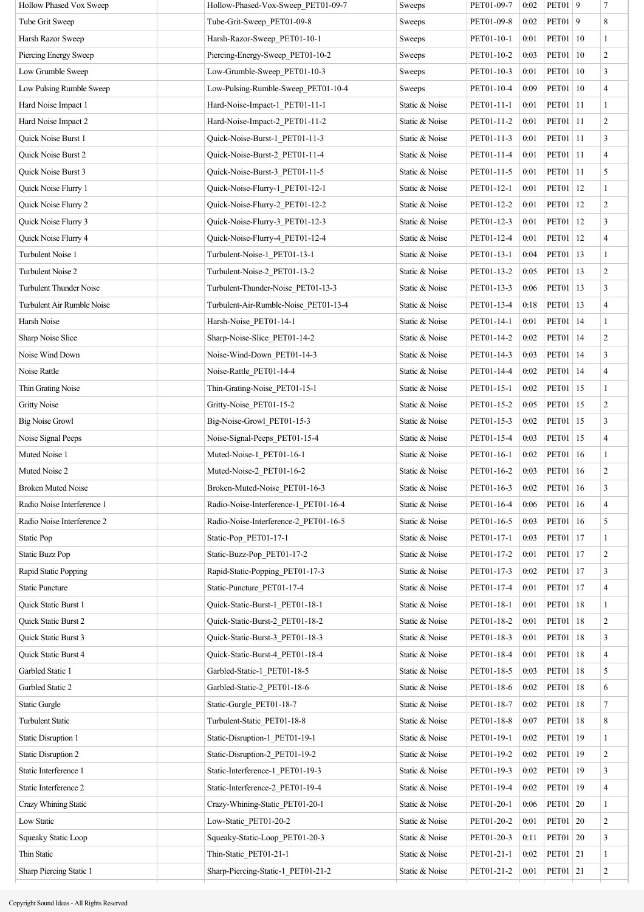| | | | | | | | | |
|---|---|---|---|---|---|---|---|---|
| Hollow Phased Vox Sweep | | Hollow-Phased-Vox-Sweep_PET01-09-7 | Sweeps | PET01-09-7 | 0:02 | PET01 | 9 | 7 |
| Tube Grit Sweep | | Tube-Grit-Sweep_PET01-09-8 | Sweeps | PET01-09-8 | 0:02 | PET01 | 9 | 8 |
| Harsh Razor Sweep | | Harsh-Razor-Sweep_PET01-10-1 | Sweeps | PET01-10-1 | 0:01 | PET01 | 10 | 1 |
| Piercing Energy Sweep | | Piercing-Energy-Sweep_PET01-10-2 | Sweeps | PET01-10-2 | 0:03 | PET01 | 10 | 2 |
| Low Grumble Sweep | | Low-Grumble-Sweep_PET01-10-3 | Sweeps | PET01-10-3 | 0:01 | PET01 | 10 | 3 |
| Low Pulsing Rumble Sweep | | Low-Pulsing-Rumble-Sweep_PET01-10-4 | Sweeps | PET01-10-4 | 0:09 | PET01 | 10 | 4 |
| Hard Noise Impact 1 | | Hard-Noise-Impact-1_PET01-11-1 | Static & Noise | PET01-11-1 | 0:01 | PET01 | 11 | 1 |
| Hard Noise Impact 2 | | Hard-Noise-Impact-2_PET01-11-2 | Static & Noise | PET01-11-2 | 0:01 | PET01 | 11 | 2 |
| Quick Noise Burst 1 | | Quick-Noise-Burst-1_PET01-11-3 | Static & Noise | PET01-11-3 | 0:01 | PET01 | 11 | 3 |
| Quick Noise Burst 2 | | Quick-Noise-Burst-2_PET01-11-4 | Static & Noise | PET01-11-4 | 0:01 | PET01 | 11 | 4 |
| Quick Noise Burst 3 | | Quick-Noise-Burst-3_PET01-11-5 | Static & Noise | PET01-11-5 | 0:01 | PET01 | 11 | 5 |
| Quick Noise Flurry 1 | | Quick-Noise-Flurry-1_PET01-12-1 | Static & Noise | PET01-12-1 | 0:01 | PET01 | 12 | 1 |
| Quick Noise Flurry 2 | | Quick-Noise-Flurry-2_PET01-12-2 | Static & Noise | PET01-12-2 | 0:01 | PET01 | 12 | 2 |
| Quick Noise Flurry 3 | | Quick-Noise-Flurry-3_PET01-12-3 | Static & Noise | PET01-12-3 | 0:01 | PET01 | 12 | 3 |
| Quick Noise Flurry 4 | | Quick-Noise-Flurry-4_PET01-12-4 | Static & Noise | PET01-12-4 | 0:01 | PET01 | 12 | 4 |
| Turbulent Noise 1 | | Turbulent-Noise-1_PET01-13-1 | Static & Noise | PET01-13-1 | 0:04 | PET01 | 13 | 1 |
| Turbulent Noise 2 | | Turbulent-Noise-2_PET01-13-2 | Static & Noise | PET01-13-2 | 0:05 | PET01 | 13 | 2 |
| Turbulent Thunder Noise | | Turbulent-Thunder-Noise_PET01-13-3 | Static & Noise | PET01-13-3 | 0:06 | PET01 | 13 | 3 |
| Turbulent Air Rumble Noise | | Turbulent-Air-Rumble-Noise_PET01-13-4 | Static & Noise | PET01-13-4 | 0:18 | PET01 | 13 | 4 |
| Harsh Noise | | Harsh-Noise_PET01-14-1 | Static & Noise | PET01-14-1 | 0:01 | PET01 | 14 | 1 |
| Sharp Noise Slice | | Sharp-Noise-Slice_PET01-14-2 | Static & Noise | PET01-14-2 | 0:02 | PET01 | 14 | 2 |
| Noise Wind Down | | Noise-Wind-Down_PET01-14-3 | Static & Noise | PET01-14-3 | 0:03 | PET01 | 14 | 3 |
| Noise Rattle | | Noise-Rattle_PET01-14-4 | Static & Noise | PET01-14-4 | 0:02 | PET01 | 14 | 4 |
| Thin Grating Noise | | Thin-Grating-Noise_PET01-15-1 | Static & Noise | PET01-15-1 | 0:02 | PET01 | 15 | 1 |
| Gritty Noise | | Gritty-Noise_PET01-15-2 | Static & Noise | PET01-15-2 | 0:05 | PET01 | 15 | 2 |
| Big Noise Growl | | Big-Noise-Growl_PET01-15-3 | Static & Noise | PET01-15-3 | 0:02 | PET01 | 15 | 3 |
| Noise Signal Peeps | | Noise-Signal-Peeps_PET01-15-4 | Static & Noise | PET01-15-4 | 0:03 | PET01 | 15 | 4 |
| Muted Noise 1 | | Muted-Noise-1_PET01-16-1 | Static & Noise | PET01-16-1 | 0:02 | PET01 | 16 | 1 |
| Muted Noise 2 | | Muted-Noise-2_PET01-16-2 | Static & Noise | PET01-16-2 | 0:03 | PET01 | 16 | 2 |
| Broken Muted Noise | | Broken-Muted-Noise_PET01-16-3 | Static & Noise | PET01-16-3 | 0:02 | PET01 | 16 | 3 |
| Radio Noise Interference 1 | | Radio-Noise-Interference-1_PET01-16-4 | Static & Noise | PET01-16-4 | 0:06 | PET01 | 16 | 4 |
| Radio Noise Interference 2 | | Radio-Noise-Interference-2_PET01-16-5 | Static & Noise | PET01-16-5 | 0:03 | PET01 | 16 | 5 |
| Static Pop | | Static-Pop_PET01-17-1 | Static & Noise | PET01-17-1 | 0:03 | PET01 | 17 | 1 |
| Static Buzz Pop | | Static-Buzz-Pop_PET01-17-2 | Static & Noise | PET01-17-2 | 0:01 | PET01 | 17 | 2 |
| Rapid Static Popping | | Rapid-Static-Popping_PET01-17-3 | Static & Noise | PET01-17-3 | 0:02 | PET01 | 17 | 3 |
| Static Puncture | | Static-Puncture_PET01-17-4 | Static & Noise | PET01-17-4 | 0:01 | PET01 | 17 | 4 |
| Quick Static Burst 1 | | Quick-Static-Burst-1_PET01-18-1 | Static & Noise | PET01-18-1 | 0:01 | PET01 | 18 | 1 |
| Quick Static Burst 2 | | Quick-Static-Burst-2_PET01-18-2 | Static & Noise | PET01-18-2 | 0:01 | PET01 | 18 | 2 |
| Quick Static Burst 3 | | Quick-Static-Burst-3_PET01-18-3 | Static & Noise | PET01-18-3 | 0:01 | PET01 | 18 | 3 |
| Quick Static Burst 4 | | Quick-Static-Burst-4_PET01-18-4 | Static & Noise | PET01-18-4 | 0:01 | PET01 | 18 | 4 |
| Garbled Static 1 | | Garbled-Static-1_PET01-18-5 | Static & Noise | PET01-18-5 | 0:03 | PET01 | 18 | 5 |
| Garbled Static 2 | | Garbled-Static-2_PET01-18-6 | Static & Noise | PET01-18-6 | 0:02 | PET01 | 18 | 6 |
| Static Gurgle | | Static-Gurgle_PET01-18-7 | Static & Noise | PET01-18-7 | 0:02 | PET01 | 18 | 7 |
| Turbulent Static | | Turbulent-Static_PET01-18-8 | Static & Noise | PET01-18-8 | 0:07 | PET01 | 18 | 8 |
| Static Disruption 1 | | Static-Disruption-1_PET01-19-1 | Static & Noise | PET01-19-1 | 0:02 | PET01 | 19 | 1 |
| Static Disruption 2 | | Static-Disruption-2_PET01-19-2 | Static & Noise | PET01-19-2 | 0:02 | PET01 | 19 | 2 |
| Static Interference 1 | | Static-Interference-1_PET01-19-3 | Static & Noise | PET01-19-3 | 0:02 | PET01 | 19 | 3 |
| Static Interference 2 | | Static-Interference-2_PET01-19-4 | Static & Noise | PET01-19-4 | 0:02 | PET01 | 19 | 4 |
| Crazy Whining Static | | Crazy-Whining-Static_PET01-20-1 | Static & Noise | PET01-20-1 | 0:06 | PET01 | 20 | 1 |
| Low Static | | Low-Static_PET01-20-2 | Static & Noise | PET01-20-2 | 0:01 | PET01 | 20 | 2 |
| Squeaky Static Loop | | Squeaky-Static-Loop_PET01-20-3 | Static & Noise | PET01-20-3 | 0:11 | PET01 | 20 | 3 |
| Thin Static | | Thin-Static_PET01-21-1 | Static & Noise | PET01-21-1 | 0:02 | PET01 | 21 | 1 |
| Sharp Piercing Static 1 | | Sharp-Piercing-Static-1_PET01-21-2 | Static & Noise | PET01-21-2 | 0:01 | PET01 | 21 | 2 |

Copyright Sound Ideas - All Rights Reserved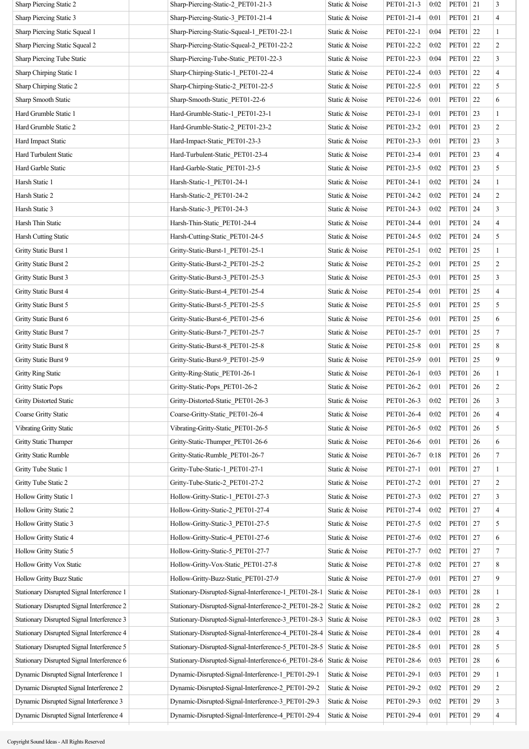| | | | | | | | | |
|---|---|---|---|---|---|---|---|---|
| Sharp Piercing Static 2 | | Sharp-Piercing-Static-2_PET01-21-3 | Static & Noise | PET01-21-3 | 0:02 | PET01 | 21 | 3 |
| Sharp Piercing Static 3 | | Sharp-Piercing-Static-3_PET01-21-4 | Static & Noise | PET01-21-4 | 0:01 | PET01 | 21 | 4 |
| Sharp Piercing Static Squeal 1 | | Sharp-Piercing-Static-Squeal-1_PET01-22-1 | Static & Noise | PET01-22-1 | 0:04 | PET01 | 22 | 1 |
| Sharp Piercing Static Squeal 2 | | Sharp-Piercing-Static-Squeal-2_PET01-22-2 | Static & Noise | PET01-22-2 | 0:02 | PET01 | 22 | 2 |
| Sharp Piercing Tube Static | | Sharp-Piercing-Tube-Static_PET01-22-3 | Static & Noise | PET01-22-3 | 0:04 | PET01 | 22 | 3 |
| Sharp Chirping Static 1 | | Sharp-Chirping-Static-1_PET01-22-4 | Static & Noise | PET01-22-4 | 0:03 | PET01 | 22 | 4 |
| Sharp Chirping Static 2 | | Sharp-Chirping-Static-2_PET01-22-5 | Static & Noise | PET01-22-5 | 0:01 | PET01 | 22 | 5 |
| Sharp Smooth Static | | Sharp-Smooth-Static_PET01-22-6 | Static & Noise | PET01-22-6 | 0:01 | PET01 | 22 | 6 |
| Hard Grumble Static 1 | | Hard-Grumble-Static-1_PET01-23-1 | Static & Noise | PET01-23-1 | 0:01 | PET01 | 23 | 1 |
| Hard Grumble Static 2 | | Hard-Grumble-Static-2_PET01-23-2 | Static & Noise | PET01-23-2 | 0:01 | PET01 | 23 | 2 |
| Hard Impact Static | | Hard-Impact-Static_PET01-23-3 | Static & Noise | PET01-23-3 | 0:01 | PET01 | 23 | 3 |
| Hard Turbulent Static | | Hard-Turbulent-Static_PET01-23-4 | Static & Noise | PET01-23-4 | 0:01 | PET01 | 23 | 4 |
| Hard Garble Static | | Hard-Garble-Static_PET01-23-5 | Static & Noise | PET01-23-5 | 0:02 | PET01 | 23 | 5 |
| Harsh Static 1 | | Harsh-Static-1_PET01-24-1 | Static & Noise | PET01-24-1 | 0:02 | PET01 | 24 | 1 |
| Harsh Static 2 | | Harsh-Static-2_PET01-24-2 | Static & Noise | PET01-24-2 | 0:02 | PET01 | 24 | 2 |
| Harsh Static 3 | | Harsh-Static-3_PET01-24-3 | Static & Noise | PET01-24-3 | 0:02 | PET01 | 24 | 3 |
| Harsh Thin Static | | Harsh-Thin-Static_PET01-24-4 | Static & Noise | PET01-24-4 | 0:01 | PET01 | 24 | 4 |
| Harsh Cutting Static | | Harsh-Cutting-Static_PET01-24-5 | Static & Noise | PET01-24-5 | 0:02 | PET01 | 24 | 5 |
| Gritty Static Burst 1 | | Gritty-Static-Burst-1_PET01-25-1 | Static & Noise | PET01-25-1 | 0:02 | PET01 | 25 | 1 |
| Gritty Static Burst 2 | | Gritty-Static-Burst-2_PET01-25-2 | Static & Noise | PET01-25-2 | 0:01 | PET01 | 25 | 2 |
| Gritty Static Burst 3 | | Gritty-Static-Burst-3_PET01-25-3 | Static & Noise | PET01-25-3 | 0:01 | PET01 | 25 | 3 |
| Gritty Static Burst 4 | | Gritty-Static-Burst-4_PET01-25-4 | Static & Noise | PET01-25-4 | 0:01 | PET01 | 25 | 4 |
| Gritty Static Burst 5 | | Gritty-Static-Burst-5_PET01-25-5 | Static & Noise | PET01-25-5 | 0:01 | PET01 | 25 | 5 |
| Gritty Static Burst 6 | | Gritty-Static-Burst-6_PET01-25-6 | Static & Noise | PET01-25-6 | 0:01 | PET01 | 25 | 6 |
| Gritty Static Burst 7 | | Gritty-Static-Burst-7_PET01-25-7 | Static & Noise | PET01-25-7 | 0:01 | PET01 | 25 | 7 |
| Gritty Static Burst 8 | | Gritty-Static-Burst-8_PET01-25-8 | Static & Noise | PET01-25-8 | 0:01 | PET01 | 25 | 8 |
| Gritty Static Burst 9 | | Gritty-Static-Burst-9_PET01-25-9 | Static & Noise | PET01-25-9 | 0:01 | PET01 | 25 | 9 |
| Gritty Ring Static | | Gritty-Ring-Static_PET01-26-1 | Static & Noise | PET01-26-1 | 0:03 | PET01 | 26 | 1 |
| Gritty Static Pops | | Gritty-Static-Pops_PET01-26-2 | Static & Noise | PET01-26-2 | 0:01 | PET01 | 26 | 2 |
| Gritty Distorted Static | | Gritty-Distorted-Static_PET01-26-3 | Static & Noise | PET01-26-3 | 0:02 | PET01 | 26 | 3 |
| Coarse Gritty Static | | Coarse-Gritty-Static_PET01-26-4 | Static & Noise | PET01-26-4 | 0:02 | PET01 | 26 | 4 |
| Vibrating Gritty Static | | Vibrating-Gritty-Static_PET01-26-5 | Static & Noise | PET01-26-5 | 0:02 | PET01 | 26 | 5 |
| Gritty Static Thumper | | Gritty-Static-Thumper_PET01-26-6 | Static & Noise | PET01-26-6 | 0:01 | PET01 | 26 | 6 |
| Gritty Static Rumble | | Gritty-Static-Rumble_PET01-26-7 | Static & Noise | PET01-26-7 | 0:18 | PET01 | 26 | 7 |
| Gritty Tube Static 1 | | Gritty-Tube-Static-1_PET01-27-1 | Static & Noise | PET01-27-1 | 0:01 | PET01 | 27 | 1 |
| Gritty Tube Static 2 | | Gritty-Tube-Static-2_PET01-27-2 | Static & Noise | PET01-27-2 | 0:01 | PET01 | 27 | 2 |
| Hollow Gritty Static 1 | | Hollow-Gritty-Static-1_PET01-27-3 | Static & Noise | PET01-27-3 | 0:02 | PET01 | 27 | 3 |
| Hollow Gritty Static 2 | | Hollow-Gritty-Static-2_PET01-27-4 | Static & Noise | PET01-27-4 | 0:02 | PET01 | 27 | 4 |
| Hollow Gritty Static 3 | | Hollow-Gritty-Static-3_PET01-27-5 | Static & Noise | PET01-27-5 | 0:02 | PET01 | 27 | 5 |
| Hollow Gritty Static 4 | | Hollow-Gritty-Static-4_PET01-27-6 | Static & Noise | PET01-27-6 | 0:02 | PET01 | 27 | 6 |
| Hollow Gritty Static 5 | | Hollow-Gritty-Static-5_PET01-27-7 | Static & Noise | PET01-27-7 | 0:02 | PET01 | 27 | 7 |
| Hollow Gritty Vox Static | | Hollow-Gritty-Vox-Static_PET01-27-8 | Static & Noise | PET01-27-8 | 0:02 | PET01 | 27 | 8 |
| Hollow Gritty Buzz Static | | Hollow-Gritty-Buzz-Static_PET01-27-9 | Static & Noise | PET01-27-9 | 0:01 | PET01 | 27 | 9 |
| Stationary Disrupted Signal Interference 1 | | Stationary-Disrupted-Signal-Interference-1_PET01-28-1 | Static & Noise | PET01-28-1 | 0:03 | PET01 | 28 | 1 |
| Stationary Disrupted Signal Interference 2 | | Stationary-Disrupted-Signal-Interference-2_PET01-28-2 | Static & Noise | PET01-28-2 | 0:02 | PET01 | 28 | 2 |
| Stationary Disrupted Signal Interference 3 | | Stationary-Disrupted-Signal-Interference-3_PET01-28-3 | Static & Noise | PET01-28-3 | 0:02 | PET01 | 28 | 3 |
| Stationary Disrupted Signal Interference 4 | | Stationary-Disrupted-Signal-Interference-4_PET01-28-4 | Static & Noise | PET01-28-4 | 0:01 | PET01 | 28 | 4 |
| Stationary Disrupted Signal Interference 5 | | Stationary-Disrupted-Signal-Interference-5_PET01-28-5 | Static & Noise | PET01-28-5 | 0:01 | PET01 | 28 | 5 |
| Stationary Disrupted Signal Interference 6 | | Stationary-Disrupted-Signal-Interference-6_PET01-28-6 | Static & Noise | PET01-28-6 | 0:03 | PET01 | 28 | 6 |
| Dynamic Disrupted Signal Interference 1 | | Dynamic-Disrupted-Signal-Interference-1_PET01-29-1 | Static & Noise | PET01-29-1 | 0:03 | PET01 | 29 | 1 |
| Dynamic Disrupted Signal Interference 2 | | Dynamic-Disrupted-Signal-Interference-2_PET01-29-2 | Static & Noise | PET01-29-2 | 0:02 | PET01 | 29 | 2 |
| Dynamic Disrupted Signal Interference 3 | | Dynamic-Disrupted-Signal-Interference-3_PET01-29-3 | Static & Noise | PET01-29-3 | 0:02 | PET01 | 29 | 3 |
| Dynamic Disrupted Signal Interference 4 | | Dynamic-Disrupted-Signal-Interference-4_PET01-29-4 | Static & Noise | PET01-29-4 | 0:01 | PET01 | 29 | 4 |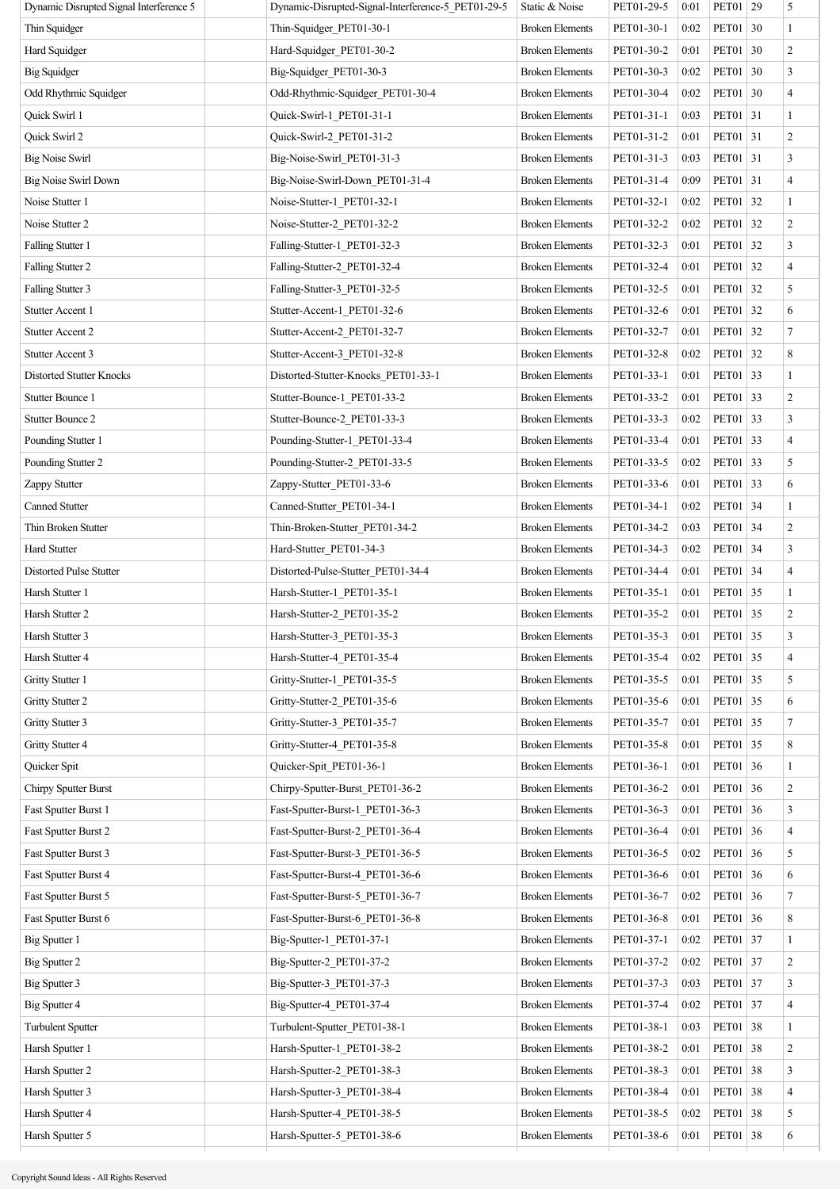| | | | | | | | |
|---|---|---|---|---|---|---|---|
| Dynamic Disrupted Signal Interference 5 | | Dynamic-Disrupted-Signal-Interference-5_PET01-29-5 | Static & Noise | PET01-29-5 | 0:01 | PET01 | 29 | 5 |
| Thin Squidger | | Thin-Squidger_PET01-30-1 | Broken Elements | PET01-30-1 | 0:02 | PET01 | 30 | 1 |
| Hard Squidger | | Hard-Squidger_PET01-30-2 | Broken Elements | PET01-30-2 | 0:01 | PET01 | 30 | 2 |
| Big Squidger | | Big-Squidger_PET01-30-3 | Broken Elements | PET01-30-3 | 0:02 | PET01 | 30 | 3 |
| Odd Rhythmic Squidger | | Odd-Rhythmic-Squidger_PET01-30-4 | Broken Elements | PET01-30-4 | 0:02 | PET01 | 30 | 4 |
| Quick Swirl 1 | | Quick-Swirl-1_PET01-31-1 | Broken Elements | PET01-31-1 | 0:03 | PET01 | 31 | 1 |
| Quick Swirl 2 | | Quick-Swirl-2_PET01-31-2 | Broken Elements | PET01-31-2 | 0:01 | PET01 | 31 | 2 |
| Big Noise Swirl | | Big-Noise-Swirl_PET01-31-3 | Broken Elements | PET01-31-3 | 0:03 | PET01 | 31 | 3 |
| Big Noise Swirl Down | | Big-Noise-Swirl-Down_PET01-31-4 | Broken Elements | PET01-31-4 | 0:09 | PET01 | 31 | 4 |
| Noise Stutter 1 | | Noise-Stutter-1_PET01-32-1 | Broken Elements | PET01-32-1 | 0:02 | PET01 | 32 | 1 |
| Noise Stutter 2 | | Noise-Stutter-2_PET01-32-2 | Broken Elements | PET01-32-2 | 0:02 | PET01 | 32 | 2 |
| Falling Stutter 1 | | Falling-Stutter-1_PET01-32-3 | Broken Elements | PET01-32-3 | 0:01 | PET01 | 32 | 3 |
| Falling Stutter 2 | | Falling-Stutter-2_PET01-32-4 | Broken Elements | PET01-32-4 | 0:01 | PET01 | 32 | 4 |
| Falling Stutter 3 | | Falling-Stutter-3_PET01-32-5 | Broken Elements | PET01-32-5 | 0:01 | PET01 | 32 | 5 |
| Stutter Accent 1 | | Stutter-Accent-1_PET01-32-6 | Broken Elements | PET01-32-6 | 0:01 | PET01 | 32 | 6 |
| Stutter Accent 2 | | Stutter-Accent-2_PET01-32-7 | Broken Elements | PET01-32-7 | 0:01 | PET01 | 32 | 7 |
| Stutter Accent 3 | | Stutter-Accent-3_PET01-32-8 | Broken Elements | PET01-32-8 | 0:02 | PET01 | 32 | 8 |
| Distorted Stutter Knocks | | Distorted-Stutter-Knocks_PET01-33-1 | Broken Elements | PET01-33-1 | 0:01 | PET01 | 33 | 1 |
| Stutter Bounce 1 | | Stutter-Bounce-1_PET01-33-2 | Broken Elements | PET01-33-2 | 0:01 | PET01 | 33 | 2 |
| Stutter Bounce 2 | | Stutter-Bounce-2_PET01-33-3 | Broken Elements | PET01-33-3 | 0:02 | PET01 | 33 | 3 |
| Pounding Stutter 1 | | Pounding-Stutter-1_PET01-33-4 | Broken Elements | PET01-33-4 | 0:01 | PET01 | 33 | 4 |
| Pounding Stutter 2 | | Pounding-Stutter-2_PET01-33-5 | Broken Elements | PET01-33-5 | 0:02 | PET01 | 33 | 5 |
| Zappy Stutter | | Zappy-Stutter_PET01-33-6 | Broken Elements | PET01-33-6 | 0:01 | PET01 | 33 | 6 |
| Canned Stutter | | Canned-Stutter_PET01-34-1 | Broken Elements | PET01-34-1 | 0:02 | PET01 | 34 | 1 |
| Thin Broken Stutter | | Thin-Broken-Stutter_PET01-34-2 | Broken Elements | PET01-34-2 | 0:03 | PET01 | 34 | 2 |
| Hard Stutter | | Hard-Stutter_PET01-34-3 | Broken Elements | PET01-34-3 | 0:02 | PET01 | 34 | 3 |
| Distorted Pulse Stutter | | Distorted-Pulse-Stutter_PET01-34-4 | Broken Elements | PET01-34-4 | 0:01 | PET01 | 34 | 4 |
| Harsh Stutter 1 | | Harsh-Stutter-1_PET01-35-1 | Broken Elements | PET01-35-1 | 0:01 | PET01 | 35 | 1 |
| Harsh Stutter 2 | | Harsh-Stutter-2_PET01-35-2 | Broken Elements | PET01-35-2 | 0:01 | PET01 | 35 | 2 |
| Harsh Stutter 3 | | Harsh-Stutter-3_PET01-35-3 | Broken Elements | PET01-35-3 | 0:01 | PET01 | 35 | 3 |
| Harsh Stutter 4 | | Harsh-Stutter-4_PET01-35-4 | Broken Elements | PET01-35-4 | 0:02 | PET01 | 35 | 4 |
| Gritty Stutter 1 | | Gritty-Stutter-1_PET01-35-5 | Broken Elements | PET01-35-5 | 0:01 | PET01 | 35 | 5 |
| Gritty Stutter 2 | | Gritty-Stutter-2_PET01-35-6 | Broken Elements | PET01-35-6 | 0:01 | PET01 | 35 | 6 |
| Gritty Stutter 3 | | Gritty-Stutter-3_PET01-35-7 | Broken Elements | PET01-35-7 | 0:01 | PET01 | 35 | 7 |
| Gritty Stutter 4 | | Gritty-Stutter-4_PET01-35-8 | Broken Elements | PET01-35-8 | 0:01 | PET01 | 35 | 8 |
| Quicker Spit | | Quicker-Spit_PET01-36-1 | Broken Elements | PET01-36-1 | 0:01 | PET01 | 36 | 1 |
| Chirpy Sputter Burst | | Chirpy-Sputter-Burst_PET01-36-2 | Broken Elements | PET01-36-2 | 0:01 | PET01 | 36 | 2 |
| Fast Sputter Burst 1 | | Fast-Sputter-Burst-1_PET01-36-3 | Broken Elements | PET01-36-3 | 0:01 | PET01 | 36 | 3 |
| Fast Sputter Burst 2 | | Fast-Sputter-Burst-2_PET01-36-4 | Broken Elements | PET01-36-4 | 0:01 | PET01 | 36 | 4 |
| Fast Sputter Burst 3 | | Fast-Sputter-Burst-3_PET01-36-5 | Broken Elements | PET01-36-5 | 0:02 | PET01 | 36 | 5 |
| Fast Sputter Burst 4 | | Fast-Sputter-Burst-4_PET01-36-6 | Broken Elements | PET01-36-6 | 0:01 | PET01 | 36 | 6 |
| Fast Sputter Burst 5 | | Fast-Sputter-Burst-5_PET01-36-7 | Broken Elements | PET01-36-7 | 0:02 | PET01 | 36 | 7 |
| Fast Sputter Burst 6 | | Fast-Sputter-Burst-6_PET01-36-8 | Broken Elements | PET01-36-8 | 0:01 | PET01 | 36 | 8 |
| Big Sputter 1 | | Big-Sputter-1_PET01-37-1 | Broken Elements | PET01-37-1 | 0:02 | PET01 | 37 | 1 |
| Big Sputter 2 | | Big-Sputter-2_PET01-37-2 | Broken Elements | PET01-37-2 | 0:02 | PET01 | 37 | 2 |
| Big Sputter 3 | | Big-Sputter-3_PET01-37-3 | Broken Elements | PET01-37-3 | 0:03 | PET01 | 37 | 3 |
| Big Sputter 4 | | Big-Sputter-4_PET01-37-4 | Broken Elements | PET01-37-4 | 0:02 | PET01 | 37 | 4 |
| Turbulent Sputter | | Turbulent-Sputter_PET01-38-1 | Broken Elements | PET01-38-1 | 0:03 | PET01 | 38 | 1 |
| Harsh Sputter 1 | | Harsh-Sputter-1_PET01-38-2 | Broken Elements | PET01-38-2 | 0:01 | PET01 | 38 | 2 |
| Harsh Sputter 2 | | Harsh-Sputter-2_PET01-38-3 | Broken Elements | PET01-38-3 | 0:01 | PET01 | 38 | 3 |
| Harsh Sputter 3 | | Harsh-Sputter-3_PET01-38-4 | Broken Elements | PET01-38-4 | 0:01 | PET01 | 38 | 4 |
| Harsh Sputter 4 | | Harsh-Sputter-4_PET01-38-5 | Broken Elements | PET01-38-5 | 0:02 | PET01 | 38 | 5 |
| Harsh Sputter 5 | | Harsh-Sputter-5_PET01-38-6 | Broken Elements | PET01-38-6 | 0:01 | PET01 | 38 | 6 |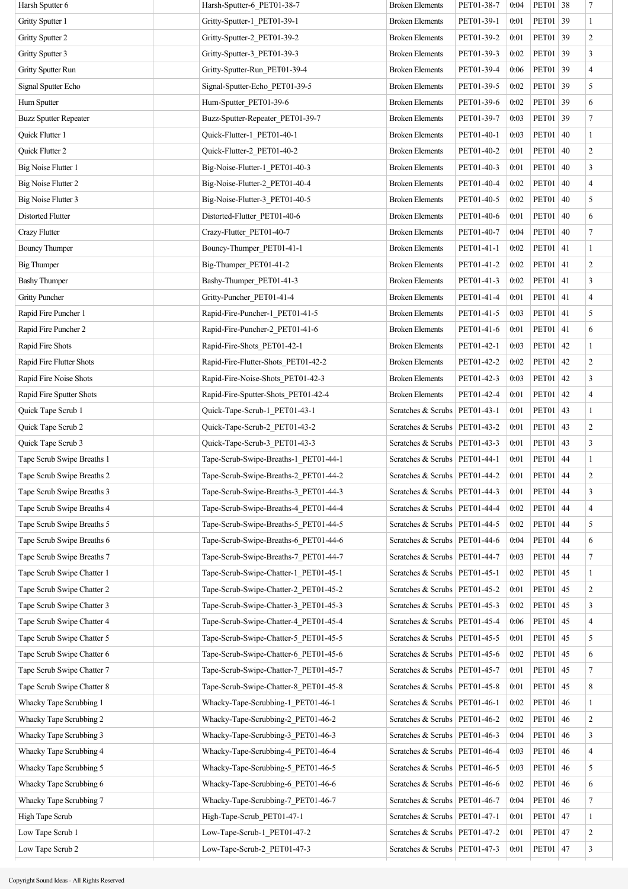| | | | | | | | | |
|---|---|---|---|---|---|---|---|---|
| Harsh Sputter 6 | | Harsh-Sputter-6_PET01-38-7 | Broken Elements | PET01-38-7 | 0:04 | PET01 | 38 | 7 |
| Gritty Sputter 1 | | Gritty-Sputter-1_PET01-39-1 | Broken Elements | PET01-39-1 | 0:01 | PET01 | 39 | 1 |
| Gritty Sputter 2 | | Gritty-Sputter-2_PET01-39-2 | Broken Elements | PET01-39-2 | 0:01 | PET01 | 39 | 2 |
| Gritty Sputter 3 | | Gritty-Sputter-3_PET01-39-3 | Broken Elements | PET01-39-3 | 0:02 | PET01 | 39 | 3 |
| Gritty Sputter Run | | Gritty-Sputter-Run_PET01-39-4 | Broken Elements | PET01-39-4 | 0:06 | PET01 | 39 | 4 |
| Signal Sputter Echo | | Signal-Sputter-Echo_PET01-39-5 | Broken Elements | PET01-39-5 | 0:02 | PET01 | 39 | 5 |
| Hum Sputter | | Hum-Sputter_PET01-39-6 | Broken Elements | PET01-39-6 | 0:02 | PET01 | 39 | 6 |
| Buzz Sputter Repeater | | Buzz-Sputter-Repeater_PET01-39-7 | Broken Elements | PET01-39-7 | 0:03 | PET01 | 39 | 7 |
| Quick Flutter 1 | | Quick-Flutter-1_PET01-40-1 | Broken Elements | PET01-40-1 | 0:03 | PET01 | 40 | 1 |
| Quick Flutter 2 | | Quick-Flutter-2_PET01-40-2 | Broken Elements | PET01-40-2 | 0:01 | PET01 | 40 | 2 |
| Big Noise Flutter 1 | | Big-Noise-Flutter-1_PET01-40-3 | Broken Elements | PET01-40-3 | 0:01 | PET01 | 40 | 3 |
| Big Noise Flutter 2 | | Big-Noise-Flutter-2_PET01-40-4 | Broken Elements | PET01-40-4 | 0:02 | PET01 | 40 | 4 |
| Big Noise Flutter 3 | | Big-Noise-Flutter-3_PET01-40-5 | Broken Elements | PET01-40-5 | 0:02 | PET01 | 40 | 5 |
| Distorted Flutter | | Distorted-Flutter_PET01-40-6 | Broken Elements | PET01-40-6 | 0:01 | PET01 | 40 | 6 |
| Crazy Flutter | | Crazy-Flutter_PET01-40-7 | Broken Elements | PET01-40-7 | 0:04 | PET01 | 40 | 7 |
| Bouncy Thumper | | Bouncy-Thumper_PET01-41-1 | Broken Elements | PET01-41-1 | 0:02 | PET01 | 41 | 1 |
| Big Thumper | | Big-Thumper_PET01-41-2 | Broken Elements | PET01-41-2 | 0:02 | PET01 | 41 | 2 |
| Bashy Thumper | | Bashy-Thumper_PET01-41-3 | Broken Elements | PET01-41-3 | 0:02 | PET01 | 41 | 3 |
| Gritty Puncher | | Gritty-Puncher_PET01-41-4 | Broken Elements | PET01-41-4 | 0:01 | PET01 | 41 | 4 |
| Rapid Fire Puncher 1 | | Rapid-Fire-Puncher-1_PET01-41-5 | Broken Elements | PET01-41-5 | 0:03 | PET01 | 41 | 5 |
| Rapid Fire Puncher 2 | | Rapid-Fire-Puncher-2_PET01-41-6 | Broken Elements | PET01-41-6 | 0:01 | PET01 | 41 | 6 |
| Rapid Fire Shots | | Rapid-Fire-Shots_PET01-42-1 | Broken Elements | PET01-42-1 | 0:03 | PET01 | 42 | 1 |
| Rapid Fire Flutter Shots | | Rapid-Fire-Flutter-Shots_PET01-42-2 | Broken Elements | PET01-42-2 | 0:02 | PET01 | 42 | 2 |
| Rapid Fire Noise Shots | | Rapid-Fire-Noise-Shots_PET01-42-3 | Broken Elements | PET01-42-3 | 0:03 | PET01 | 42 | 3 |
| Rapid Fire Sputter Shots | | Rapid-Fire-Sputter-Shots_PET01-42-4 | Broken Elements | PET01-42-4 | 0:01 | PET01 | 42 | 4 |
| Quick Tape Scrub 1 | | Quick-Tape-Scrub-1_PET01-43-1 | Scratches & Scrubs | PET01-43-1 | 0:01 | PET01 | 43 | 1 |
| Quick Tape Scrub 2 | | Quick-Tape-Scrub-2_PET01-43-2 | Scratches & Scrubs | PET01-43-2 | 0:01 | PET01 | 43 | 2 |
| Quick Tape Scrub 3 | | Quick-Tape-Scrub-3_PET01-43-3 | Scratches & Scrubs | PET01-43-3 | 0:01 | PET01 | 43 | 3 |
| Tape Scrub Swipe Breaths 1 | | Tape-Scrub-Swipe-Breaths-1_PET01-44-1 | Scratches & Scrubs | PET01-44-1 | 0:01 | PET01 | 44 | 1 |
| Tape Scrub Swipe Breaths 2 | | Tape-Scrub-Swipe-Breaths-2_PET01-44-2 | Scratches & Scrubs | PET01-44-2 | 0:01 | PET01 | 44 | 2 |
| Tape Scrub Swipe Breaths 3 | | Tape-Scrub-Swipe-Breaths-3_PET01-44-3 | Scratches & Scrubs | PET01-44-3 | 0:01 | PET01 | 44 | 3 |
| Tape Scrub Swipe Breaths 4 | | Tape-Scrub-Swipe-Breaths-4_PET01-44-4 | Scratches & Scrubs | PET01-44-4 | 0:02 | PET01 | 44 | 4 |
| Tape Scrub Swipe Breaths 5 | | Tape-Scrub-Swipe-Breaths-5_PET01-44-5 | Scratches & Scrubs | PET01-44-5 | 0:02 | PET01 | 44 | 5 |
| Tape Scrub Swipe Breaths 6 | | Tape-Scrub-Swipe-Breaths-6_PET01-44-6 | Scratches & Scrubs | PET01-44-6 | 0:04 | PET01 | 44 | 6 |
| Tape Scrub Swipe Breaths 7 | | Tape-Scrub-Swipe-Breaths-7_PET01-44-7 | Scratches & Scrubs | PET01-44-7 | 0:03 | PET01 | 44 | 7 |
| Tape Scrub Swipe Chatter 1 | | Tape-Scrub-Swipe-Chatter-1_PET01-45-1 | Scratches & Scrubs | PET01-45-1 | 0:02 | PET01 | 45 | 1 |
| Tape Scrub Swipe Chatter 2 | | Tape-Scrub-Swipe-Chatter-2_PET01-45-2 | Scratches & Scrubs | PET01-45-2 | 0:01 | PET01 | 45 | 2 |
| Tape Scrub Swipe Chatter 3 | | Tape-Scrub-Swipe-Chatter-3_PET01-45-3 | Scratches & Scrubs | PET01-45-3 | 0:02 | PET01 | 45 | 3 |
| Tape Scrub Swipe Chatter 4 | | Tape-Scrub-Swipe-Chatter-4_PET01-45-4 | Scratches & Scrubs | PET01-45-4 | 0:06 | PET01 | 45 | 4 |
| Tape Scrub Swipe Chatter 5 | | Tape-Scrub-Swipe-Chatter-5_PET01-45-5 | Scratches & Scrubs | PET01-45-5 | 0:01 | PET01 | 45 | 5 |
| Tape Scrub Swipe Chatter 6 | | Tape-Scrub-Swipe-Chatter-6_PET01-45-6 | Scratches & Scrubs | PET01-45-6 | 0:02 | PET01 | 45 | 6 |
| Tape Scrub Swipe Chatter 7 | | Tape-Scrub-Swipe-Chatter-7_PET01-45-7 | Scratches & Scrubs | PET01-45-7 | 0:01 | PET01 | 45 | 7 |
| Tape Scrub Swipe Chatter 8 | | Tape-Scrub-Swipe-Chatter-8_PET01-45-8 | Scratches & Scrubs | PET01-45-8 | 0:01 | PET01 | 45 | 8 |
| Whacky Tape Scrubbing 1 | | Whacky-Tape-Scrubbing-1_PET01-46-1 | Scratches & Scrubs | PET01-46-1 | 0:02 | PET01 | 46 | 1 |
| Whacky Tape Scrubbing 2 | | Whacky-Tape-Scrubbing-2_PET01-46-2 | Scratches & Scrubs | PET01-46-2 | 0:02 | PET01 | 46 | 2 |
| Whacky Tape Scrubbing 3 | | Whacky-Tape-Scrubbing-3_PET01-46-3 | Scratches & Scrubs | PET01-46-3 | 0:04 | PET01 | 46 | 3 |
| Whacky Tape Scrubbing 4 | | Whacky-Tape-Scrubbing-4_PET01-46-4 | Scratches & Scrubs | PET01-46-4 | 0:03 | PET01 | 46 | 4 |
| Whacky Tape Scrubbing 5 | | Whacky-Tape-Scrubbing-5_PET01-46-5 | Scratches & Scrubs | PET01-46-5 | 0:03 | PET01 | 46 | 5 |
| Whacky Tape Scrubbing 6 | | Whacky-Tape-Scrubbing-6_PET01-46-6 | Scratches & Scrubs | PET01-46-6 | 0:02 | PET01 | 46 | 6 |
| Whacky Tape Scrubbing 7 | | Whacky-Tape-Scrubbing-7_PET01-46-7 | Scratches & Scrubs | PET01-46-7 | 0:04 | PET01 | 46 | 7 |
| High Tape Scrub | | High-Tape-Scrub_PET01-47-1 | Scratches & Scrubs | PET01-47-1 | 0:01 | PET01 | 47 | 1 |
| Low Tape Scrub 1 | | Low-Tape-Scrub-1_PET01-47-2 | Scratches & Scrubs | PET01-47-2 | 0:01 | PET01 | 47 | 2 |
| Low Tape Scrub 2 | | Low-Tape-Scrub-2_PET01-47-3 | Scratches & Scrubs | PET01-47-3 | 0:01 | PET01 | 47 | 3 |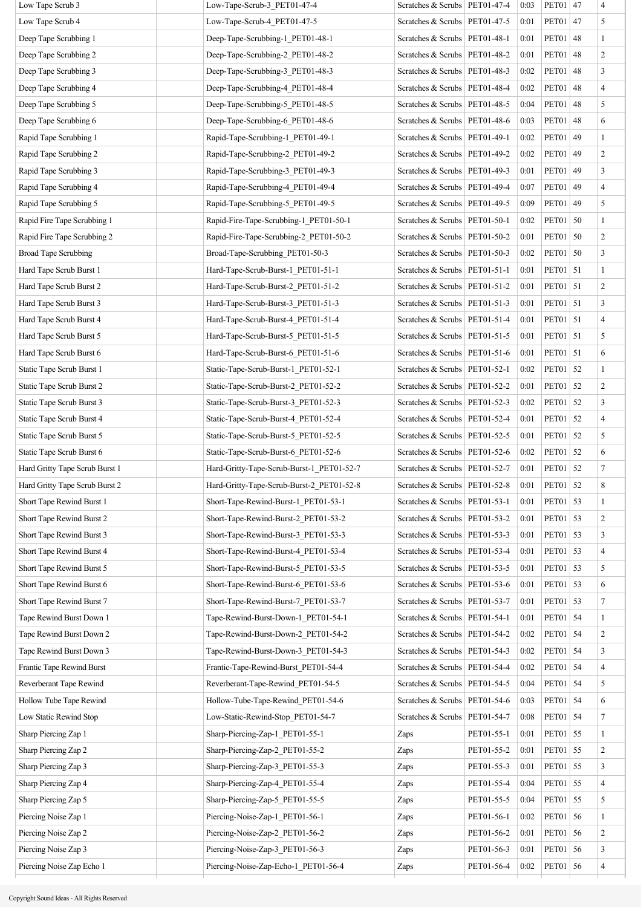| | | | | | | | | |
|---|---|---|---|---|---|---|---|---|
| Low Tape Scrub 3 | | Low-Tape-Scrub-3_PET01-47-4 | Scratches & Scrubs | PET01-47-4 | 0:03 | PET01 | 47 | 4 |
| Low Tape Scrub 4 | | Low-Tape-Scrub-4_PET01-47-5 | Scratches & Scrubs | PET01-47-5 | 0:01 | PET01 | 47 | 5 |
| Deep Tape Scrubbing 1 | | Deep-Tape-Scrubbing-1_PET01-48-1 | Scratches & Scrubs | PET01-48-1 | 0:01 | PET01 | 48 | 1 |
| Deep Tape Scrubbing 2 | | Deep-Tape-Scrubbing-2_PET01-48-2 | Scratches & Scrubs | PET01-48-2 | 0:01 | PET01 | 48 | 2 |
| Deep Tape Scrubbing 3 | | Deep-Tape-Scrubbing-3_PET01-48-3 | Scratches & Scrubs | PET01-48-3 | 0:02 | PET01 | 48 | 3 |
| Deep Tape Scrubbing 4 | | Deep-Tape-Scrubbing-4_PET01-48-4 | Scratches & Scrubs | PET01-48-4 | 0:02 | PET01 | 48 | 4 |
| Deep Tape Scrubbing 5 | | Deep-Tape-Scrubbing-5_PET01-48-5 | Scratches & Scrubs | PET01-48-5 | 0:04 | PET01 | 48 | 5 |
| Deep Tape Scrubbing 6 | | Deep-Tape-Scrubbing-6_PET01-48-6 | Scratches & Scrubs | PET01-48-6 | 0:03 | PET01 | 48 | 6 |
| Rapid Tape Scrubbing 1 | | Rapid-Tape-Scrubbing-1_PET01-49-1 | Scratches & Scrubs | PET01-49-1 | 0:02 | PET01 | 49 | 1 |
| Rapid Tape Scrubbing 2 | | Rapid-Tape-Scrubbing-2_PET01-49-2 | Scratches & Scrubs | PET01-49-2 | 0:02 | PET01 | 49 | 2 |
| Rapid Tape Scrubbing 3 | | Rapid-Tape-Scrubbing-3_PET01-49-3 | Scratches & Scrubs | PET01-49-3 | 0:01 | PET01 | 49 | 3 |
| Rapid Tape Scrubbing 4 | | Rapid-Tape-Scrubbing-4_PET01-49-4 | Scratches & Scrubs | PET01-49-4 | 0:07 | PET01 | 49 | 4 |
| Rapid Tape Scrubbing 5 | | Rapid-Tape-Scrubbing-5_PET01-49-5 | Scratches & Scrubs | PET01-49-5 | 0:09 | PET01 | 49 | 5 |
| Rapid Fire Tape Scrubbing 1 | | Rapid-Fire-Tape-Scrubbing-1_PET01-50-1 | Scratches & Scrubs | PET01-50-1 | 0:02 | PET01 | 50 | 1 |
| Rapid Fire Tape Scrubbing 2 | | Rapid-Fire-Tape-Scrubbing-2_PET01-50-2 | Scratches & Scrubs | PET01-50-2 | 0:01 | PET01 | 50 | 2 |
| Broad Tape Scrubbing | | Broad-Tape-Scrubbing_PET01-50-3 | Scratches & Scrubs | PET01-50-3 | 0:02 | PET01 | 50 | 3 |
| Hard Tape Scrub Burst 1 | | Hard-Tape-Scrub-Burst-1_PET01-51-1 | Scratches & Scrubs | PET01-51-1 | 0:01 | PET01 | 51 | 1 |
| Hard Tape Scrub Burst 2 | | Hard-Tape-Scrub-Burst-2_PET01-51-2 | Scratches & Scrubs | PET01-51-2 | 0:01 | PET01 | 51 | 2 |
| Hard Tape Scrub Burst 3 | | Hard-Tape-Scrub-Burst-3_PET01-51-3 | Scratches & Scrubs | PET01-51-3 | 0:01 | PET01 | 51 | 3 |
| Hard Tape Scrub Burst 4 | | Hard-Tape-Scrub-Burst-4_PET01-51-4 | Scratches & Scrubs | PET01-51-4 | 0:01 | PET01 | 51 | 4 |
| Hard Tape Scrub Burst 5 | | Hard-Tape-Scrub-Burst-5_PET01-51-5 | Scratches & Scrubs | PET01-51-5 | 0:01 | PET01 | 51 | 5 |
| Hard Tape Scrub Burst 6 | | Hard-Tape-Scrub-Burst-6_PET01-51-6 | Scratches & Scrubs | PET01-51-6 | 0:01 | PET01 | 51 | 6 |
| Static Tape Scrub Burst 1 | | Static-Tape-Scrub-Burst-1_PET01-52-1 | Scratches & Scrubs | PET01-52-1 | 0:02 | PET01 | 52 | 1 |
| Static Tape Scrub Burst 2 | | Static-Tape-Scrub-Burst-2_PET01-52-2 | Scratches & Scrubs | PET01-52-2 | 0:01 | PET01 | 52 | 2 |
| Static Tape Scrub Burst 3 | | Static-Tape-Scrub-Burst-3_PET01-52-3 | Scratches & Scrubs | PET01-52-3 | 0:02 | PET01 | 52 | 3 |
| Static Tape Scrub Burst 4 | | Static-Tape-Scrub-Burst-4_PET01-52-4 | Scratches & Scrubs | PET01-52-4 | 0:01 | PET01 | 52 | 4 |
| Static Tape Scrub Burst 5 | | Static-Tape-Scrub-Burst-5_PET01-52-5 | Scratches & Scrubs | PET01-52-5 | 0:01 | PET01 | 52 | 5 |
| Static Tape Scrub Burst 6 | | Static-Tape-Scrub-Burst-6_PET01-52-6 | Scratches & Scrubs | PET01-52-6 | 0:02 | PET01 | 52 | 6 |
| Hard Gritty Tape Scrub Burst 1 | | Hard-Gritty-Tape-Scrub-Burst-1_PET01-52-7 | Scratches & Scrubs | PET01-52-7 | 0:01 | PET01 | 52 | 7 |
| Hard Gritty Tape Scrub Burst 2 | | Hard-Gritty-Tape-Scrub-Burst-2_PET01-52-8 | Scratches & Scrubs | PET01-52-8 | 0:01 | PET01 | 52 | 8 |
| Short Tape Rewind Burst 1 | | Short-Tape-Rewind-Burst-1_PET01-53-1 | Scratches & Scrubs | PET01-53-1 | 0:01 | PET01 | 53 | 1 |
| Short Tape Rewind Burst 2 | | Short-Tape-Rewind-Burst-2_PET01-53-2 | Scratches & Scrubs | PET01-53-2 | 0:01 | PET01 | 53 | 2 |
| Short Tape Rewind Burst 3 | | Short-Tape-Rewind-Burst-3_PET01-53-3 | Scratches & Scrubs | PET01-53-3 | 0:01 | PET01 | 53 | 3 |
| Short Tape Rewind Burst 4 | | Short-Tape-Rewind-Burst-4_PET01-53-4 | Scratches & Scrubs | PET01-53-4 | 0:01 | PET01 | 53 | 4 |
| Short Tape Rewind Burst 5 | | Short-Tape-Rewind-Burst-5_PET01-53-5 | Scratches & Scrubs | PET01-53-5 | 0:01 | PET01 | 53 | 5 |
| Short Tape Rewind Burst 6 | | Short-Tape-Rewind-Burst-6_PET01-53-6 | Scratches & Scrubs | PET01-53-6 | 0:01 | PET01 | 53 | 6 |
| Short Tape Rewind Burst 7 | | Short-Tape-Rewind-Burst-7_PET01-53-7 | Scratches & Scrubs | PET01-53-7 | 0:01 | PET01 | 53 | 7 |
| Tape Rewind Burst Down 1 | | Tape-Rewind-Burst-Down-1_PET01-54-1 | Scratches & Scrubs | PET01-54-1 | 0:01 | PET01 | 54 | 1 |
| Tape Rewind Burst Down 2 | | Tape-Rewind-Burst-Down-2_PET01-54-2 | Scratches & Scrubs | PET01-54-2 | 0:02 | PET01 | 54 | 2 |
| Tape Rewind Burst Down 3 | | Tape-Rewind-Burst-Down-3_PET01-54-3 | Scratches & Scrubs | PET01-54-3 | 0:02 | PET01 | 54 | 3 |
| Frantic Tape Rewind Burst | | Frantic-Tape-Rewind-Burst_PET01-54-4 | Scratches & Scrubs | PET01-54-4 | 0:02 | PET01 | 54 | 4 |
| Reverberant Tape Rewind | | Reverberant-Tape-Rewind_PET01-54-5 | Scratches & Scrubs | PET01-54-5 | 0:04 | PET01 | 54 | 5 |
| Hollow Tube Tape Rewind | | Hollow-Tube-Tape-Rewind_PET01-54-6 | Scratches & Scrubs | PET01-54-6 | 0:03 | PET01 | 54 | 6 |
| Low Static Rewind Stop | | Low-Static-Rewind-Stop_PET01-54-7 | Scratches & Scrubs | PET01-54-7 | 0:08 | PET01 | 54 | 7 |
| Sharp Piercing Zap 1 | | Sharp-Piercing-Zap-1_PET01-55-1 | Zaps | PET01-55-1 | 0:01 | PET01 | 55 | 1 |
| Sharp Piercing Zap 2 | | Sharp-Piercing-Zap-2_PET01-55-2 | Zaps | PET01-55-2 | 0:01 | PET01 | 55 | 2 |
| Sharp Piercing Zap 3 | | Sharp-Piercing-Zap-3_PET01-55-3 | Zaps | PET01-55-3 | 0:01 | PET01 | 55 | 3 |
| Sharp Piercing Zap 4 | | Sharp-Piercing-Zap-4_PET01-55-4 | Zaps | PET01-55-4 | 0:04 | PET01 | 55 | 4 |
| Sharp Piercing Zap 5 | | Sharp-Piercing-Zap-5_PET01-55-5 | Zaps | PET01-55-5 | 0:04 | PET01 | 55 | 5 |
| Piercing Noise Zap 1 | | Piercing-Noise-Zap-1_PET01-56-1 | Zaps | PET01-56-1 | 0:02 | PET01 | 56 | 1 |
| Piercing Noise Zap 2 | | Piercing-Noise-Zap-2_PET01-56-2 | Zaps | PET01-56-2 | 0:01 | PET01 | 56 | 2 |
| Piercing Noise Zap 3 | | Piercing-Noise-Zap-3_PET01-56-3 | Zaps | PET01-56-3 | 0:01 | PET01 | 56 | 3 |
| Piercing Noise Zap Echo 1 | | Piercing-Noise-Zap-Echo-1_PET01-56-4 | Zaps | PET01-56-4 | 0:02 | PET01 | 56 | 4 |

Copyright Sound Ideas - All Rights Reserved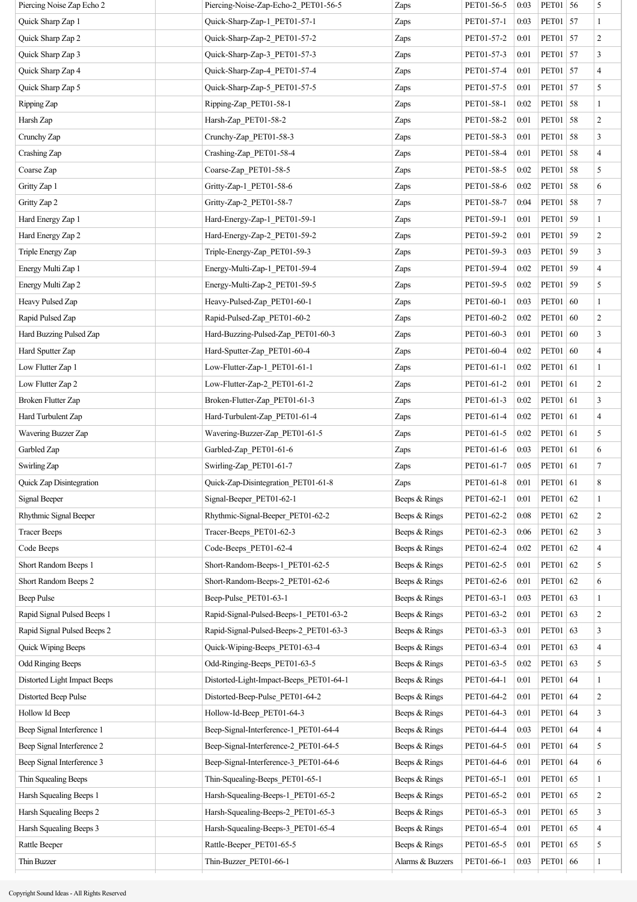| | | | | | | | | |
|---|---|---|---|---|---|---|---|---|
| Piercing Noise Zap Echo 2 | | Piercing-Noise-Zap-Echo-2_PET01-56-5 | Zaps | PET01-56-5 | 0:03 | PET01 | 56 | 5 |
| Quick Sharp Zap 1 | | Quick-Sharp-Zap-1_PET01-57-1 | Zaps | PET01-57-1 | 0:03 | PET01 | 57 | 1 |
| Quick Sharp Zap 2 | | Quick-Sharp-Zap-2_PET01-57-2 | Zaps | PET01-57-2 | 0:01 | PET01 | 57 | 2 |
| Quick Sharp Zap 3 | | Quick-Sharp-Zap-3_PET01-57-3 | Zaps | PET01-57-3 | 0:01 | PET01 | 57 | 3 |
| Quick Sharp Zap 4 | | Quick-Sharp-Zap-4_PET01-57-4 | Zaps | PET01-57-4 | 0:01 | PET01 | 57 | 4 |
| Quick Sharp Zap 5 | | Quick-Sharp-Zap-5_PET01-57-5 | Zaps | PET01-57-5 | 0:01 | PET01 | 57 | 5 |
| Ripping Zap | | Ripping-Zap_PET01-58-1 | Zaps | PET01-58-1 | 0:02 | PET01 | 58 | 1 |
| Harsh Zap | | Harsh-Zap_PET01-58-2 | Zaps | PET01-58-2 | 0:01 | PET01 | 58 | 2 |
| Crunchy Zap | | Crunchy-Zap_PET01-58-3 | Zaps | PET01-58-3 | 0:01 | PET01 | 58 | 3 |
| Crashing Zap | | Crashing-Zap_PET01-58-4 | Zaps | PET01-58-4 | 0:01 | PET01 | 58 | 4 |
| Coarse Zap | | Coarse-Zap_PET01-58-5 | Zaps | PET01-58-5 | 0:02 | PET01 | 58 | 5 |
| Gritty Zap 1 | | Gritty-Zap-1_PET01-58-6 | Zaps | PET01-58-6 | 0:02 | PET01 | 58 | 6 |
| Gritty Zap 2 | | Gritty-Zap-2_PET01-58-7 | Zaps | PET01-58-7 | 0:04 | PET01 | 58 | 7 |
| Hard Energy Zap 1 | | Hard-Energy-Zap-1_PET01-59-1 | Zaps | PET01-59-1 | 0:01 | PET01 | 59 | 1 |
| Hard Energy Zap 2 | | Hard-Energy-Zap-2_PET01-59-2 | Zaps | PET01-59-2 | 0:01 | PET01 | 59 | 2 |
| Triple Energy Zap | | Triple-Energy-Zap_PET01-59-3 | Zaps | PET01-59-3 | 0:03 | PET01 | 59 | 3 |
| Energy Multi Zap 1 | | Energy-Multi-Zap-1_PET01-59-4 | Zaps | PET01-59-4 | 0:02 | PET01 | 59 | 4 |
| Energy Multi Zap 2 | | Energy-Multi-Zap-2_PET01-59-5 | Zaps | PET01-59-5 | 0:02 | PET01 | 59 | 5 |
| Heavy Pulsed Zap | | Heavy-Pulsed-Zap_PET01-60-1 | Zaps | PET01-60-1 | 0:03 | PET01 | 60 | 1 |
| Rapid Pulsed Zap | | Rapid-Pulsed-Zap_PET01-60-2 | Zaps | PET01-60-2 | 0:02 | PET01 | 60 | 2 |
| Hard Buzzing Pulsed Zap | | Hard-Buzzing-Pulsed-Zap_PET01-60-3 | Zaps | PET01-60-3 | 0:01 | PET01 | 60 | 3 |
| Hard Sputter Zap | | Hard-Sputter-Zap_PET01-60-4 | Zaps | PET01-60-4 | 0:02 | PET01 | 60 | 4 |
| Low Flutter Zap 1 | | Low-Flutter-Zap-1_PET01-61-1 | Zaps | PET01-61-1 | 0:02 | PET01 | 61 | 1 |
| Low Flutter Zap 2 | | Low-Flutter-Zap-2_PET01-61-2 | Zaps | PET01-61-2 | 0:01 | PET01 | 61 | 2 |
| Broken Flutter Zap | | Broken-Flutter-Zap_PET01-61-3 | Zaps | PET01-61-3 | 0:02 | PET01 | 61 | 3 |
| Hard Turbulent Zap | | Hard-Turbulent-Zap_PET01-61-4 | Zaps | PET01-61-4 | 0:02 | PET01 | 61 | 4 |
| Wavering Buzzer Zap | | Wavering-Buzzer-Zap_PET01-61-5 | Zaps | PET01-61-5 | 0:02 | PET01 | 61 | 5 |
| Garbled Zap | | Garbled-Zap_PET01-61-6 | Zaps | PET01-61-6 | 0:03 | PET01 | 61 | 6 |
| Swirling Zap | | Swirling-Zap_PET01-61-7 | Zaps | PET01-61-7 | 0:05 | PET01 | 61 | 7 |
| Quick Zap Disintegration | | Quick-Zap-Disintegration_PET01-61-8 | Zaps | PET01-61-8 | 0:01 | PET01 | 61 | 8 |
| Signal Beeper | | Signal-Beeper_PET01-62-1 | Beeps & Rings | PET01-62-1 | 0:01 | PET01 | 62 | 1 |
| Rhythmic Signal Beeper | | Rhythmic-Signal-Beeper_PET01-62-2 | Beeps & Rings | PET01-62-2 | 0:08 | PET01 | 62 | 2 |
| Tracer Beeps | | Tracer-Beeps_PET01-62-3 | Beeps & Rings | PET01-62-3 | 0:06 | PET01 | 62 | 3 |
| Code Beeps | | Code-Beeps_PET01-62-4 | Beeps & Rings | PET01-62-4 | 0:02 | PET01 | 62 | 4 |
| Short Random Beeps 1 | | Short-Random-Beeps-1_PET01-62-5 | Beeps & Rings | PET01-62-5 | 0:01 | PET01 | 62 | 5 |
| Short Random Beeps 2 | | Short-Random-Beeps-2_PET01-62-6 | Beeps & Rings | PET01-62-6 | 0:01 | PET01 | 62 | 6 |
| Beep Pulse | | Beep-Pulse_PET01-63-1 | Beeps & Rings | PET01-63-1 | 0:03 | PET01 | 63 | 1 |
| Rapid Signal Pulsed Beeps 1 | | Rapid-Signal-Pulsed-Beeps-1_PET01-63-2 | Beeps & Rings | PET01-63-2 | 0:01 | PET01 | 63 | 2 |
| Rapid Signal Pulsed Beeps 2 | | Rapid-Signal-Pulsed-Beeps-2_PET01-63-3 | Beeps & Rings | PET01-63-3 | 0:01 | PET01 | 63 | 3 |
| Quick Wiping Beeps | | Quick-Wiping-Beeps_PET01-63-4 | Beeps & Rings | PET01-63-4 | 0:01 | PET01 | 63 | 4 |
| Odd Ringing Beeps | | Odd-Ringing-Beeps_PET01-63-5 | Beeps & Rings | PET01-63-5 | 0:02 | PET01 | 63 | 5 |
| Distorted Light Impact Beeps | | Distorted-Light-Impact-Beeps_PET01-64-1 | Beeps & Rings | PET01-64-1 | 0:01 | PET01 | 64 | 1 |
| Distorted Beep Pulse | | Distorted-Beep-Pulse_PET01-64-2 | Beeps & Rings | PET01-64-2 | 0:01 | PET01 | 64 | 2 |
| Hollow Id Beep | | Hollow-Id-Beep_PET01-64-3 | Beeps & Rings | PET01-64-3 | 0:01 | PET01 | 64 | 3 |
| Beep Signal Interference 1 | | Beep-Signal-Interference-1_PET01-64-4 | Beeps & Rings | PET01-64-4 | 0:03 | PET01 | 64 | 4 |
| Beep Signal Interference 2 | | Beep-Signal-Interference-2_PET01-64-5 | Beeps & Rings | PET01-64-5 | 0:01 | PET01 | 64 | 5 |
| Beep Signal Interference 3 | | Beep-Signal-Interference-3_PET01-64-6 | Beeps & Rings | PET01-64-6 | 0:01 | PET01 | 64 | 6 |
| Thin Squealing Beeps | | Thin-Squealing-Beeps_PET01-65-1 | Beeps & Rings | PET01-65-1 | 0:01 | PET01 | 65 | 1 |
| Harsh Squealing Beeps 1 | | Harsh-Squealing-Beeps-1_PET01-65-2 | Beeps & Rings | PET01-65-2 | 0:01 | PET01 | 65 | 2 |
| Harsh Squealing Beeps 2 | | Harsh-Squealing-Beeps-2_PET01-65-3 | Beeps & Rings | PET01-65-3 | 0:01 | PET01 | 65 | 3 |
| Harsh Squealing Beeps 3 | | Harsh-Squealing-Beeps-3_PET01-65-4 | Beeps & Rings | PET01-65-4 | 0:01 | PET01 | 65 | 4 |
| Rattle Beeper | | Rattle-Beeper_PET01-65-5 | Beeps & Rings | PET01-65-5 | 0:01 | PET01 | 65 | 5 |
| Thin Buzzer | | Thin-Buzzer_PET01-66-1 | Alarms & Buzzers | PET01-66-1 | 0:03 | PET01 | 66 | 1 |

Copyright Sound Ideas - All Rights Reserved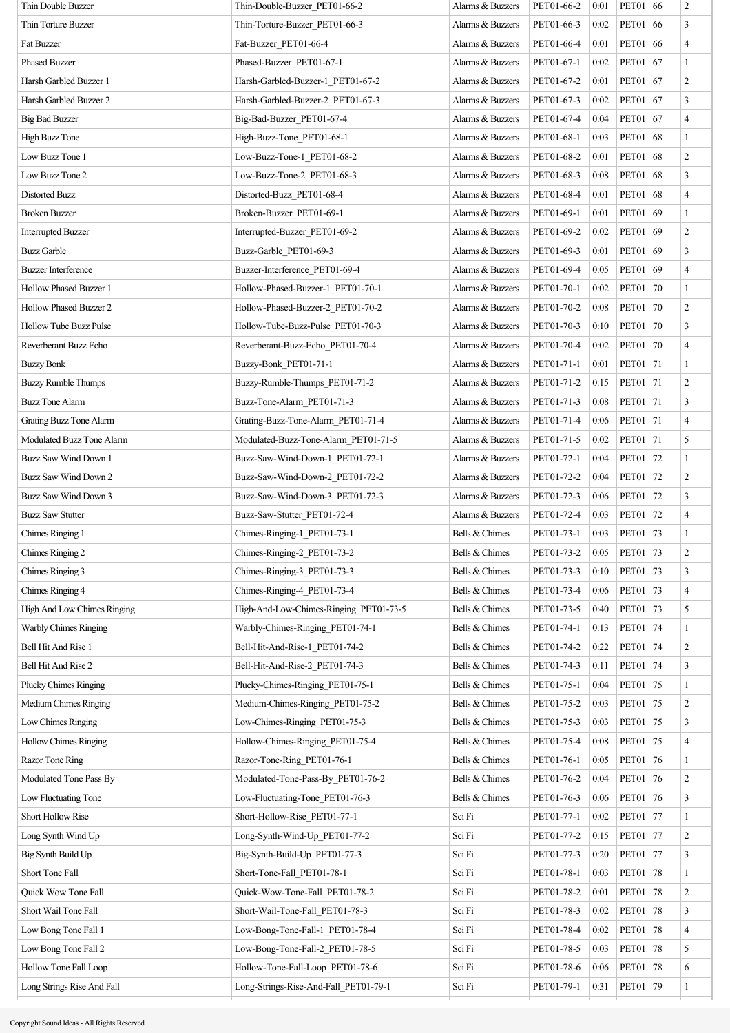| | | | | | | | | |
|---|---|---|---|---|---|---|---|---|
| Thin Double Buzzer | | Thin-Double-Buzzer_PET01-66-2 | Alarms & Buzzers | PET01-66-2 | 0:01 | PET01 | 66 | 2 |
| Thin Torture Buzzer | | Thin-Torture-Buzzer_PET01-66-3 | Alarms & Buzzers | PET01-66-3 | 0:02 | PET01 | 66 | 3 |
| Fat Buzzer | | Fat-Buzzer_PET01-66-4 | Alarms & Buzzers | PET01-66-4 | 0:01 | PET01 | 66 | 4 |
| Phased Buzzer | | Phased-Buzzer_PET01-67-1 | Alarms & Buzzers | PET01-67-1 | 0:02 | PET01 | 67 | 1 |
| Harsh Garbled Buzzer 1 | | Harsh-Garbled-Buzzer-1_PET01-67-2 | Alarms & Buzzers | PET01-67-2 | 0:01 | PET01 | 67 | 2 |
| Harsh Garbled Buzzer 2 | | Harsh-Garbled-Buzzer-2_PET01-67-3 | Alarms & Buzzers | PET01-67-3 | 0:02 | PET01 | 67 | 3 |
| Big Bad Buzzer | | Big-Bad-Buzzer_PET01-67-4 | Alarms & Buzzers | PET01-67-4 | 0:04 | PET01 | 67 | 4 |
| High Buzz Tone | | High-Buzz-Tone_PET01-68-1 | Alarms & Buzzers | PET01-68-1 | 0:03 | PET01 | 68 | 1 |
| Low Buzz Tone 1 | | Low-Buzz-Tone-1_PET01-68-2 | Alarms & Buzzers | PET01-68-2 | 0:01 | PET01 | 68 | 2 |
| Low Buzz Tone 2 | | Low-Buzz-Tone-2_PET01-68-3 | Alarms & Buzzers | PET01-68-3 | 0:08 | PET01 | 68 | 3 |
| Distorted Buzz | | Distorted-Buzz_PET01-68-4 | Alarms & Buzzers | PET01-68-4 | 0:01 | PET01 | 68 | 4 |
| Broken Buzzer | | Broken-Buzzer_PET01-69-1 | Alarms & Buzzers | PET01-69-1 | 0:01 | PET01 | 69 | 1 |
| Interrupted Buzzer | | Interrupted-Buzzer_PET01-69-2 | Alarms & Buzzers | PET01-69-2 | 0:02 | PET01 | 69 | 2 |
| Buzz Garble | | Buzz-Garble_PET01-69-3 | Alarms & Buzzers | PET01-69-3 | 0:01 | PET01 | 69 | 3 |
| Buzzer Interference | | Buzzer-Interference_PET01-69-4 | Alarms & Buzzers | PET01-69-4 | 0:05 | PET01 | 69 | 4 |
| Hollow Phased Buzzer 1 | | Hollow-Phased-Buzzer-1_PET01-70-1 | Alarms & Buzzers | PET01-70-1 | 0:02 | PET01 | 70 | 1 |
| Hollow Phased Buzzer 2 | | Hollow-Phased-Buzzer-2_PET01-70-2 | Alarms & Buzzers | PET01-70-2 | 0:08 | PET01 | 70 | 2 |
| Hollow Tube Buzz Pulse | | Hollow-Tube-Buzz-Pulse_PET01-70-3 | Alarms & Buzzers | PET01-70-3 | 0:10 | PET01 | 70 | 3 |
| Reverberant Buzz Echo | | Reverberant-Buzz-Echo_PET01-70-4 | Alarms & Buzzers | PET01-70-4 | 0:02 | PET01 | 70 | 4 |
| Buzzy Bonk | | Buzzy-Bonk_PET01-71-1 | Alarms & Buzzers | PET01-71-1 | 0:01 | PET01 | 71 | 1 |
| Buzzy Rumble Thumps | | Buzzy-Rumble-Thumps_PET01-71-2 | Alarms & Buzzers | PET01-71-2 | 0:15 | PET01 | 71 | 2 |
| Buzz Tone Alarm | | Buzz-Tone-Alarm_PET01-71-3 | Alarms & Buzzers | PET01-71-3 | 0:08 | PET01 | 71 | 3 |
| Grating Buzz Tone Alarm | | Grating-Buzz-Tone-Alarm_PET01-71-4 | Alarms & Buzzers | PET01-71-4 | 0:06 | PET01 | 71 | 4 |
| Modulated Buzz Tone Alarm | | Modulated-Buzz-Tone-Alarm_PET01-71-5 | Alarms & Buzzers | PET01-71-5 | 0:02 | PET01 | 71 | 5 |
| Buzz Saw Wind Down 1 | | Buzz-Saw-Wind-Down-1_PET01-72-1 | Alarms & Buzzers | PET01-72-1 | 0:04 | PET01 | 72 | 1 |
| Buzz Saw Wind Down 2 | | Buzz-Saw-Wind-Down-2_PET01-72-2 | Alarms & Buzzers | PET01-72-2 | 0:04 | PET01 | 72 | 2 |
| Buzz Saw Wind Down 3 | | Buzz-Saw-Wind-Down-3_PET01-72-3 | Alarms & Buzzers | PET01-72-3 | 0:06 | PET01 | 72 | 3 |
| Buzz Saw Stutter | | Buzz-Saw-Stutter_PET01-72-4 | Alarms & Buzzers | PET01-72-4 | 0:03 | PET01 | 72 | 4 |
| Chimes Ringing 1 | | Chimes-Ringing-1_PET01-73-1 | Bells & Chimes | PET01-73-1 | 0:03 | PET01 | 73 | 1 |
| Chimes Ringing 2 | | Chimes-Ringing-2_PET01-73-2 | Bells & Chimes | PET01-73-2 | 0:05 | PET01 | 73 | 2 |
| Chimes Ringing 3 | | Chimes-Ringing-3_PET01-73-3 | Bells & Chimes | PET01-73-3 | 0:10 | PET01 | 73 | 3 |
| Chimes Ringing 4 | | Chimes-Ringing-4_PET01-73-4 | Bells & Chimes | PET01-73-4 | 0:06 | PET01 | 73 | 4 |
| High And Low Chimes Ringing | | High-And-Low-Chimes-Ringing_PET01-73-5 | Bells & Chimes | PET01-73-5 | 0:40 | PET01 | 73 | 5 |
| Warbly Chimes Ringing | | Warbly-Chimes-Ringing_PET01-74-1 | Bells & Chimes | PET01-74-1 | 0:13 | PET01 | 74 | 1 |
| Bell Hit And Rise 1 | | Bell-Hit-And-Rise-1_PET01-74-2 | Bells & Chimes | PET01-74-2 | 0:22 | PET01 | 74 | 2 |
| Bell Hit And Rise 2 | | Bell-Hit-And-Rise-2_PET01-74-3 | Bells & Chimes | PET01-74-3 | 0:11 | PET01 | 74 | 3 |
| Plucky Chimes Ringing | | Plucky-Chimes-Ringing_PET01-75-1 | Bells & Chimes | PET01-75-1 | 0:04 | PET01 | 75 | 1 |
| Medium Chimes Ringing | | Medium-Chimes-Ringing_PET01-75-2 | Bells & Chimes | PET01-75-2 | 0:03 | PET01 | 75 | 2 |
| Low Chimes Ringing | | Low-Chimes-Ringing_PET01-75-3 | Bells & Chimes | PET01-75-3 | 0:03 | PET01 | 75 | 3 |
| Hollow Chimes Ringing | | Hollow-Chimes-Ringing_PET01-75-4 | Bells & Chimes | PET01-75-4 | 0:08 | PET01 | 75 | 4 |
| Razor Tone Ring | | Razor-Tone-Ring_PET01-76-1 | Bells & Chimes | PET01-76-1 | 0:05 | PET01 | 76 | 1 |
| Modulated Tone Pass By | | Modulated-Tone-Pass-By_PET01-76-2 | Bells & Chimes | PET01-76-2 | 0:04 | PET01 | 76 | 2 |
| Low Fluctuating Tone | | Low-Fluctuating-Tone_PET01-76-3 | Bells & Chimes | PET01-76-3 | 0:06 | PET01 | 76 | 3 |
| Short Hollow Rise | | Short-Hollow-Rise_PET01-77-1 | Sci Fi | PET01-77-1 | 0:02 | PET01 | 77 | 1 |
| Long Synth Wind Up | | Long-Synth-Wind-Up_PET01-77-2 | Sci Fi | PET01-77-2 | 0:15 | PET01 | 77 | 2 |
| Big Synth Build Up | | Big-Synth-Build-Up_PET01-77-3 | Sci Fi | PET01-77-3 | 0:20 | PET01 | 77 | 3 |
| Short Tone Fall | | Short-Tone-Fall_PET01-78-1 | Sci Fi | PET01-78-1 | 0:03 | PET01 | 78 | 1 |
| Quick Wow Tone Fall | | Quick-Wow-Tone-Fall_PET01-78-2 | Sci Fi | PET01-78-2 | 0:01 | PET01 | 78 | 2 |
| Short Wail Tone Fall | | Short-Wail-Tone-Fall_PET01-78-3 | Sci Fi | PET01-78-3 | 0:02 | PET01 | 78 | 3 |
| Low Bong Tone Fall 1 | | Low-Bong-Tone-Fall-1_PET01-78-4 | Sci Fi | PET01-78-4 | 0:02 | PET01 | 78 | 4 |
| Low Bong Tone Fall 2 | | Low-Bong-Tone-Fall-2_PET01-78-5 | Sci Fi | PET01-78-5 | 0:03 | PET01 | 78 | 5 |
| Hollow Tone Fall Loop | | Hollow-Tone-Fall-Loop_PET01-78-6 | Sci Fi | PET01-78-6 | 0:06 | PET01 | 78 | 6 |
| Long Strings Rise And Fall | | Long-Strings-Rise-And-Fall_PET01-79-1 | Sci Fi | PET01-79-1 | 0:31 | PET01 | 79 | 1 |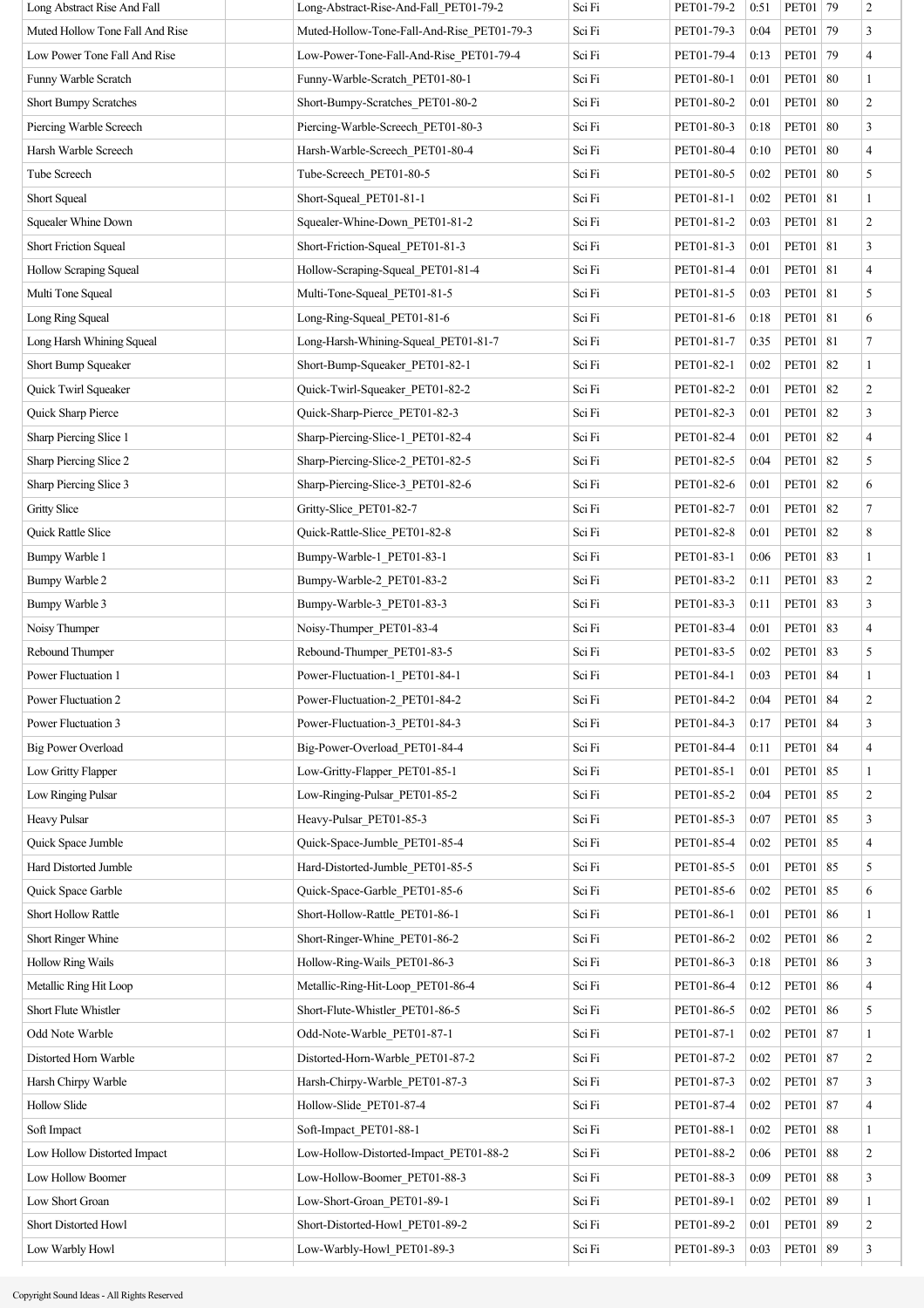| | | | | | | | | |
|---|---|---|---|---|---|---|---|---|
| Long Abstract Rise And Fall | | Long-Abstract-Rise-And-Fall_PET01-79-2 | Sci Fi | PET01-79-2 | 0:51 | PET01 | 79 | 2 |
| Muted Hollow Tone Fall And Rise | | Muted-Hollow-Tone-Fall-And-Rise_PET01-79-3 | Sci Fi | PET01-79-3 | 0:04 | PET01 | 79 | 3 |
| Low Power Tone Fall And Rise | | Low-Power-Tone-Fall-And-Rise_PET01-79-4 | Sci Fi | PET01-79-4 | 0:13 | PET01 | 79 | 4 |
| Funny Warble Scratch | | Funny-Warble-Scratch_PET01-80-1 | Sci Fi | PET01-80-1 | 0:01 | PET01 | 80 | 1 |
| Short Bumpy Scratches | | Short-Bumpy-Scratches_PET01-80-2 | Sci Fi | PET01-80-2 | 0:01 | PET01 | 80 | 2 |
| Piercing Warble Screech | | Piercing-Warble-Screech_PET01-80-3 | Sci Fi | PET01-80-3 | 0:18 | PET01 | 80 | 3 |
| Harsh Warble Screech | | Harsh-Warble-Screech_PET01-80-4 | Sci Fi | PET01-80-4 | 0:10 | PET01 | 80 | 4 |
| Tube Screech | | Tube-Screech_PET01-80-5 | Sci Fi | PET01-80-5 | 0:02 | PET01 | 80 | 5 |
| Short Squeal | | Short-Squeal_PET01-81-1 | Sci Fi | PET01-81-1 | 0:02 | PET01 | 81 | 1 |
| Squealer Whine Down | | Squealer-Whine-Down_PET01-81-2 | Sci Fi | PET01-81-2 | 0:03 | PET01 | 81 | 2 |
| Short Friction Squeal | | Short-Friction-Squeal_PET01-81-3 | Sci Fi | PET01-81-3 | 0:01 | PET01 | 81 | 3 |
| Hollow Scraping Squeal | | Hollow-Scraping-Squeal_PET01-81-4 | Sci Fi | PET01-81-4 | 0:01 | PET01 | 81 | 4 |
| Multi Tone Squeal | | Multi-Tone-Squeal_PET01-81-5 | Sci Fi | PET01-81-5 | 0:03 | PET01 | 81 | 5 |
| Long Ring Squeal | | Long-Ring-Squeal_PET01-81-6 | Sci Fi | PET01-81-6 | 0:18 | PET01 | 81 | 6 |
| Long Harsh Whining Squeal | | Long-Harsh-Whining-Squeal_PET01-81-7 | Sci Fi | PET01-81-7 | 0:35 | PET01 | 81 | 7 |
| Short Bump Squeaker | | Short-Bump-Squeaker_PET01-82-1 | Sci Fi | PET01-82-1 | 0:02 | PET01 | 82 | 1 |
| Quick Twirl Squeaker | | Quick-Twirl-Squeaker_PET01-82-2 | Sci Fi | PET01-82-2 | 0:01 | PET01 | 82 | 2 |
| Quick Sharp Pierce | | Quick-Sharp-Pierce_PET01-82-3 | Sci Fi | PET01-82-3 | 0:01 | PET01 | 82 | 3 |
| Sharp Piercing Slice 1 | | Sharp-Piercing-Slice-1_PET01-82-4 | Sci Fi | PET01-82-4 | 0:01 | PET01 | 82 | 4 |
| Sharp Piercing Slice 2 | | Sharp-Piercing-Slice-2_PET01-82-5 | Sci Fi | PET01-82-5 | 0:04 | PET01 | 82 | 5 |
| Sharp Piercing Slice 3 | | Sharp-Piercing-Slice-3_PET01-82-6 | Sci Fi | PET01-82-6 | 0:01 | PET01 | 82 | 6 |
| Gritty Slice | | Gritty-Slice_PET01-82-7 | Sci Fi | PET01-82-7 | 0:01 | PET01 | 82 | 7 |
| Quick Rattle Slice | | Quick-Rattle-Slice_PET01-82-8 | Sci Fi | PET01-82-8 | 0:01 | PET01 | 82 | 8 |
| Bumpy Warble 1 | | Bumpy-Warble-1_PET01-83-1 | Sci Fi | PET01-83-1 | 0:06 | PET01 | 83 | 1 |
| Bumpy Warble 2 | | Bumpy-Warble-2_PET01-83-2 | Sci Fi | PET01-83-2 | 0:11 | PET01 | 83 | 2 |
| Bumpy Warble 3 | | Bumpy-Warble-3_PET01-83-3 | Sci Fi | PET01-83-3 | 0:11 | PET01 | 83 | 3 |
| Noisy Thumper | | Noisy-Thumper_PET01-83-4 | Sci Fi | PET01-83-4 | 0:01 | PET01 | 83 | 4 |
| Rebound Thumper | | Rebound-Thumper_PET01-83-5 | Sci Fi | PET01-83-5 | 0:02 | PET01 | 83 | 5 |
| Power Fluctuation 1 | | Power-Fluctuation-1_PET01-84-1 | Sci Fi | PET01-84-1 | 0:03 | PET01 | 84 | 1 |
| Power Fluctuation 2 | | Power-Fluctuation-2_PET01-84-2 | Sci Fi | PET01-84-2 | 0:04 | PET01 | 84 | 2 |
| Power Fluctuation 3 | | Power-Fluctuation-3_PET01-84-3 | Sci Fi | PET01-84-3 | 0:17 | PET01 | 84 | 3 |
| Big Power Overload | | Big-Power-Overload_PET01-84-4 | Sci Fi | PET01-84-4 | 0:11 | PET01 | 84 | 4 |
| Low Gritty Flapper | | Low-Gritty-Flapper_PET01-85-1 | Sci Fi | PET01-85-1 | 0:01 | PET01 | 85 | 1 |
| Low Ringing Pulsar | | Low-Ringing-Pulsar_PET01-85-2 | Sci Fi | PET01-85-2 | 0:04 | PET01 | 85 | 2 |
| Heavy Pulsar | | Heavy-Pulsar_PET01-85-3 | Sci Fi | PET01-85-3 | 0:07 | PET01 | 85 | 3 |
| Quick Space Jumble | | Quick-Space-Jumble_PET01-85-4 | Sci Fi | PET01-85-4 | 0:02 | PET01 | 85 | 4 |
| Hard Distorted Jumble | | Hard-Distorted-Jumble_PET01-85-5 | Sci Fi | PET01-85-5 | 0:01 | PET01 | 85 | 5 |
| Quick Space Garble | | Quick-Space-Garble_PET01-85-6 | Sci Fi | PET01-85-6 | 0:02 | PET01 | 85 | 6 |
| Short Hollow Rattle | | Short-Hollow-Rattle_PET01-86-1 | Sci Fi | PET01-86-1 | 0:01 | PET01 | 86 | 1 |
| Short Ringer Whine | | Short-Ringer-Whine_PET01-86-2 | Sci Fi | PET01-86-2 | 0:02 | PET01 | 86 | 2 |
| Hollow Ring Wails | | Hollow-Ring-Wails_PET01-86-3 | Sci Fi | PET01-86-3 | 0:18 | PET01 | 86 | 3 |
| Metallic Ring Hit Loop | | Metallic-Ring-Hit-Loop_PET01-86-4 | Sci Fi | PET01-86-4 | 0:12 | PET01 | 86 | 4 |
| Short Flute Whistler | | Short-Flute-Whistler_PET01-86-5 | Sci Fi | PET01-86-5 | 0:02 | PET01 | 86 | 5 |
| Odd Note Warble | | Odd-Note-Warble_PET01-87-1 | Sci Fi | PET01-87-1 | 0:02 | PET01 | 87 | 1 |
| Distorted Horn Warble | | Distorted-Horn-Warble_PET01-87-2 | Sci Fi | PET01-87-2 | 0:02 | PET01 | 87 | 2 |
| Harsh Chirpy Warble | | Harsh-Chirpy-Warble_PET01-87-3 | Sci Fi | PET01-87-3 | 0:02 | PET01 | 87 | 3 |
| Hollow Slide | | Hollow-Slide_PET01-87-4 | Sci Fi | PET01-87-4 | 0:02 | PET01 | 87 | 4 |
| Soft Impact | | Soft-Impact_PET01-88-1 | Sci Fi | PET01-88-1 | 0:02 | PET01 | 88 | 1 |
| Low Hollow Distorted Impact | | Low-Hollow-Distorted-Impact_PET01-88-2 | Sci Fi | PET01-88-2 | 0:06 | PET01 | 88 | 2 |
| Low Hollow Boomer | | Low-Hollow-Boomer_PET01-88-3 | Sci Fi | PET01-88-3 | 0:09 | PET01 | 88 | 3 |
| Low Short Groan | | Low-Short-Groan_PET01-89-1 | Sci Fi | PET01-89-1 | 0:02 | PET01 | 89 | 1 |
| Short Distorted Howl | | Short-Distorted-Howl_PET01-89-2 | Sci Fi | PET01-89-2 | 0:01 | PET01 | 89 | 2 |
| Low Warbly Howl | | Low-Warbly-Howl_PET01-89-3 | Sci Fi | PET01-89-3 | 0:03 | PET01 | 89 | 3 |

Copyright Sound Ideas - All Rights Reserved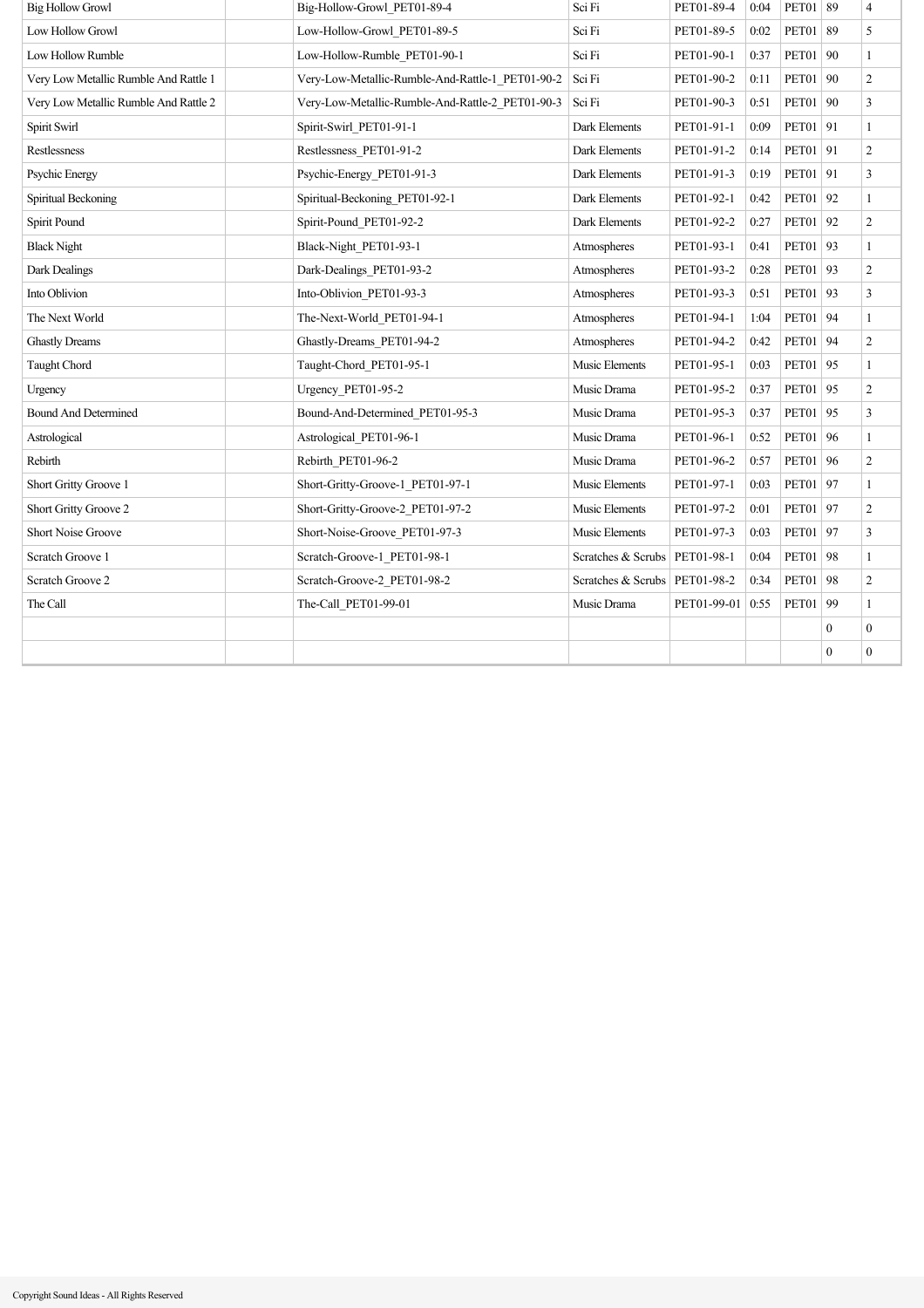| | | | | | | | | |
|---|---|---|---|---|---|---|---|---|
| Big Hollow Growl | | Big-Hollow-Growl_PET01-89-4 | Sci Fi | PET01-89-4 | 0:04 | PET01 | 89 | 4 |
| Low Hollow Growl | | Low-Hollow-Growl_PET01-89-5 | Sci Fi | PET01-89-5 | 0:02 | PET01 | 89 | 5 |
| Low Hollow Rumble | | Low-Hollow-Rumble_PET01-90-1 | Sci Fi | PET01-90-1 | 0:37 | PET01 | 90 | 1 |
| Very Low Metallic Rumble And Rattle 1 | | Very-Low-Metallic-Rumble-And-Rattle-1_PET01-90-2 | Sci Fi | PET01-90-2 | 0:11 | PET01 | 90 | 2 |
| Very Low Metallic Rumble And Rattle 2 | | Very-Low-Metallic-Rumble-And-Rattle-2_PET01-90-3 | Sci Fi | PET01-90-3 | 0:51 | PET01 | 90 | 3 |
| Spirit Swirl | | Spirit-Swirl_PET01-91-1 | Dark Elements | PET01-91-1 | 0:09 | PET01 | 91 | 1 |
| Restlessness | | Restlessness_PET01-91-2 | Dark Elements | PET01-91-2 | 0:14 | PET01 | 91 | 2 |
| Psychic Energy | | Psychic-Energy_PET01-91-3 | Dark Elements | PET01-91-3 | 0:19 | PET01 | 91 | 3 |
| Spiritual Beckoning | | Spiritual-Beckoning_PET01-92-1 | Dark Elements | PET01-92-1 | 0:42 | PET01 | 92 | 1 |
| Spirit Pound | | Spirit-Pound_PET01-92-2 | Dark Elements | PET01-92-2 | 0:27 | PET01 | 92 | 2 |
| Black Night | | Black-Night_PET01-93-1 | Atmospheres | PET01-93-1 | 0:41 | PET01 | 93 | 1 |
| Dark Dealings | | Dark-Dealings_PET01-93-2 | Atmospheres | PET01-93-2 | 0:28 | PET01 | 93 | 2 |
| Into Oblivion | | Into-Oblivion_PET01-93-3 | Atmospheres | PET01-93-3 | 0:51 | PET01 | 93 | 3 |
| The Next World | | The-Next-World_PET01-94-1 | Atmospheres | PET01-94-1 | 1:04 | PET01 | 94 | 1 |
| Ghastly Dreams | | Ghastly-Dreams_PET01-94-2 | Atmospheres | PET01-94-2 | 0:42 | PET01 | 94 | 2 |
| Taught Chord | | Taught-Chord_PET01-95-1 | Music Elements | PET01-95-1 | 0:03 | PET01 | 95 | 1 |
| Urgency | | Urgency_PET01-95-2 | Music Drama | PET01-95-2 | 0:37 | PET01 | 95 | 2 |
| Bound And Determined | | Bound-And-Determined_PET01-95-3 | Music Drama | PET01-95-3 | 0:37 | PET01 | 95 | 3 |
| Astrological | | Astrological_PET01-96-1 | Music Drama | PET01-96-1 | 0:52 | PET01 | 96 | 1 |
| Rebirth | | Rebirth_PET01-96-2 | Music Drama | PET01-96-2 | 0:57 | PET01 | 96 | 2 |
| Short Gritty Groove 1 | | Short-Gritty-Groove-1_PET01-97-1 | Music Elements | PET01-97-1 | 0:03 | PET01 | 97 | 1 |
| Short Gritty Groove 2 | | Short-Gritty-Groove-2_PET01-97-2 | Music Elements | PET01-97-2 | 0:01 | PET01 | 97 | 2 |
| Short Noise Groove | | Short-Noise-Groove_PET01-97-3 | Music Elements | PET01-97-3 | 0:03 | PET01 | 97 | 3 |
| Scratch Groove 1 | | Scratch-Groove-1_PET01-98-1 | Scratches & Scrubs | PET01-98-1 | 0:04 | PET01 | 98 | 1 |
| Scratch Groove 2 | | Scratch-Groove-2_PET01-98-2 | Scratches & Scrubs | PET01-98-2 | 0:34 | PET01 | 98 | 2 |
| The Call | | The-Call_PET01-99-01 | Music Drama | PET01-99-01 | 0:55 | PET01 | 99 | 1 |
| | | | | | | | 0 | 0 |
| | | | | | | | 0 | 0 |